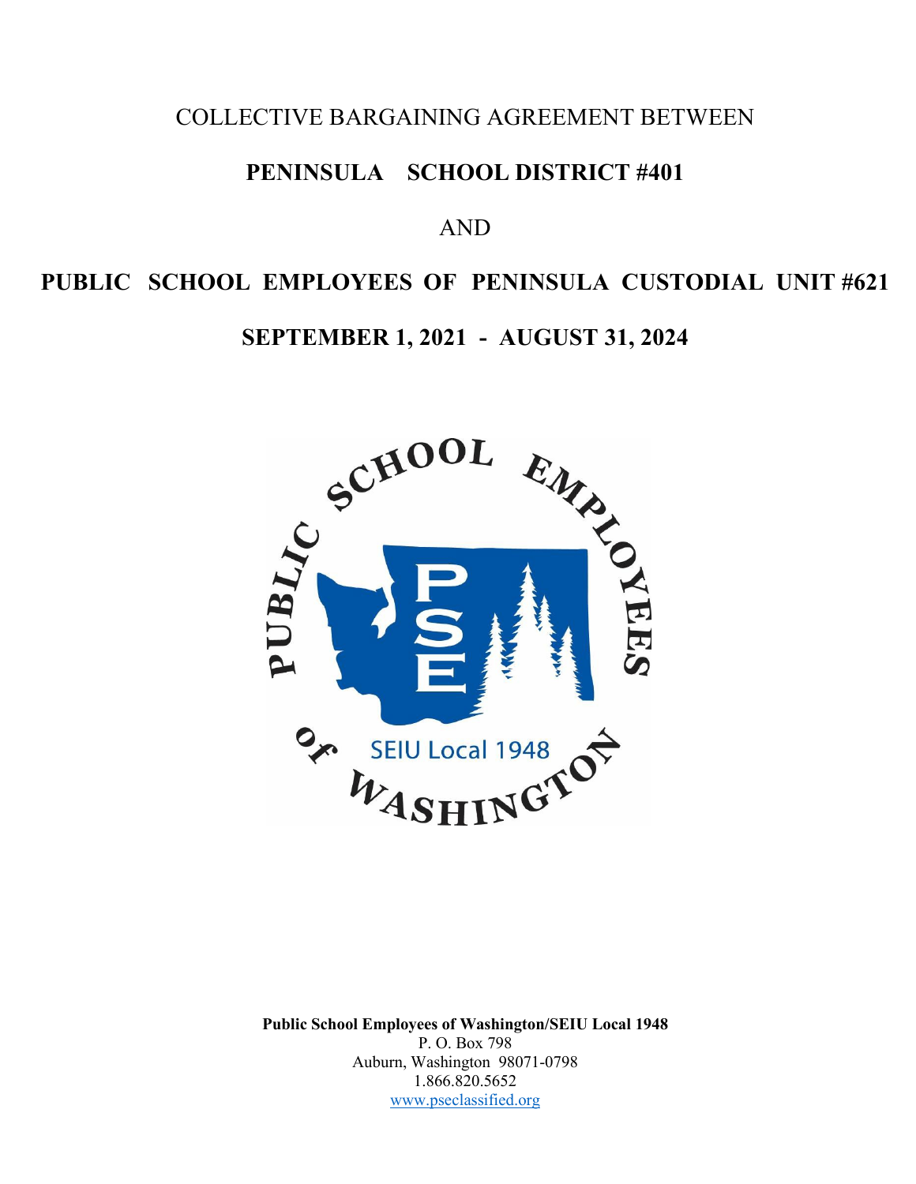COLLECTIVE BARGAINING AGREEMENT BETWEEN

# PENINSULA SCHOOL DISTRICT #401

AND

# PUBLIC SCHOOL EMPLOYEES OF PENINSULA CUSTODIAL UNIT #621

## SEPTEMBER 1, 2021 - AUGUST 31, 2024

**Public School Employees of Washington/SEIU Local 1948**
P. O. Box 798
Auburn, Washington 98071-0798
1.866.820.5652
www.pseclassified.org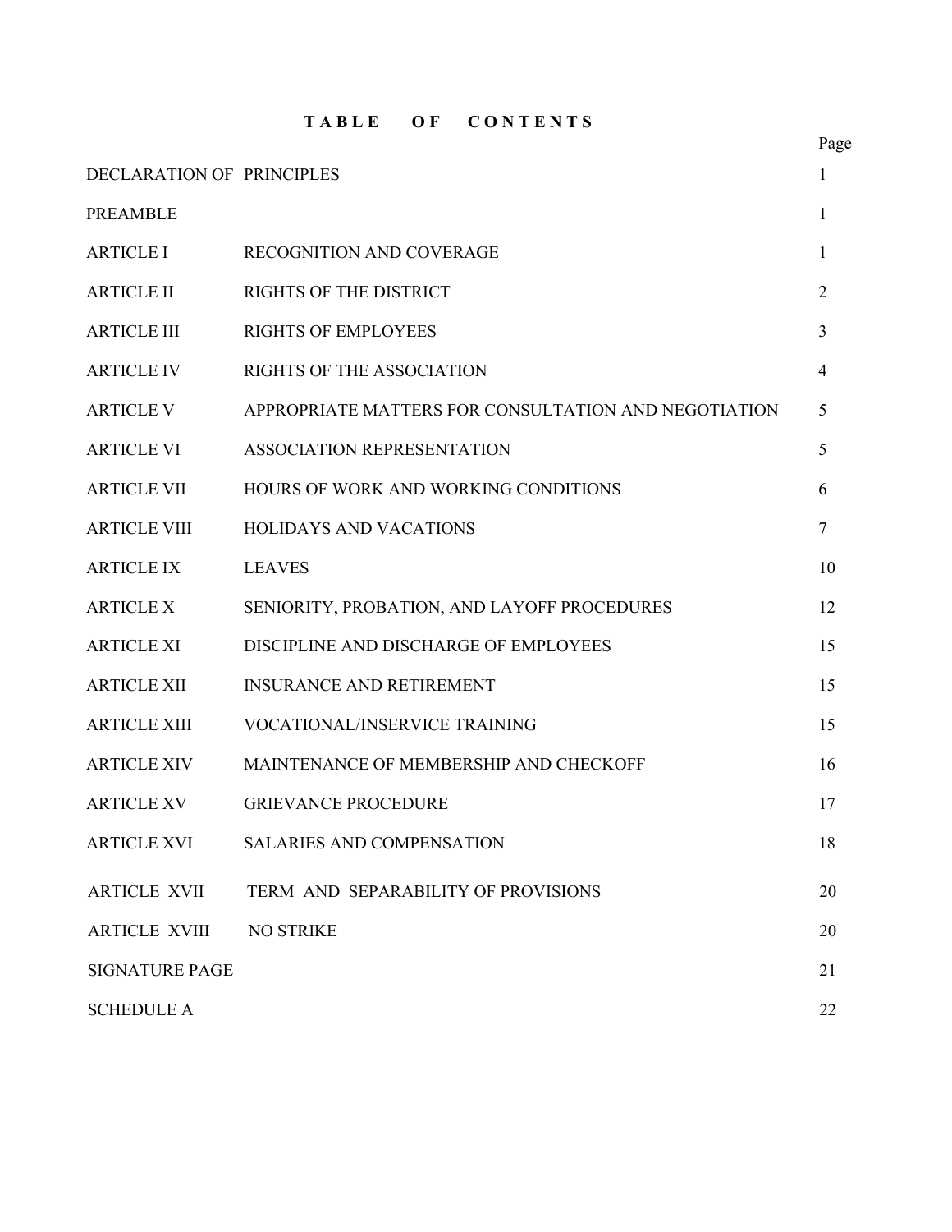# TABLE OF CONTENTS

| | | Page |
|---|---|---|
| DECLARATION OF PRINCIPLES | | 1 |
| PREAMBLE | | 1 |
| ARTICLE I | RECOGNITION AND COVERAGE | 1 |
| ARTICLE II | RIGHTS OF THE DISTRICT | 2 |
| ARTICLE III | RIGHTS OF EMPLOYEES | 3 |
| ARTICLE IV | RIGHTS OF THE ASSOCIATION | 4 |
| ARTICLE V | APPROPRIATE MATTERS FOR CONSULTATION AND NEGOTIATION | 5 |
| ARTICLE VI | ASSOCIATION REPRESENTATION | 5 |
| ARTICLE VII | HOURS OF WORK AND WORKING CONDITIONS | 6 |
| ARTICLE VIII | HOLIDAYS AND VACATIONS | 7 |
| ARTICLE IX | LEAVES | 10 |
| ARTICLE X | SENIORITY, PROBATION, AND LAYOFF PROCEDURES | 12 |
| ARTICLE XI | DISCIPLINE AND DISCHARGE OF EMPLOYEES | 15 |
| ARTICLE XII | INSURANCE AND RETIREMENT | 15 |
| ARTICLE XIII | VOCATIONAL/INSERVICE TRAINING | 15 |
| ARTICLE XIV | MAINTENANCE OF MEMBERSHIP AND CHECKOFF | 16 |
| ARTICLE XV | GRIEVANCE PROCEDURE | 17 |
| ARTICLE XVI | SALARIES AND COMPENSATION | 18 |
| ARTICLE XVII | TERM AND SEPARABILITY OF PROVISIONS | 20 |
| ARTICLE XVIII | NO STRIKE | 20 |
| SIGNATURE PAGE | | 21 |
| SCHEDULE A | | 22 |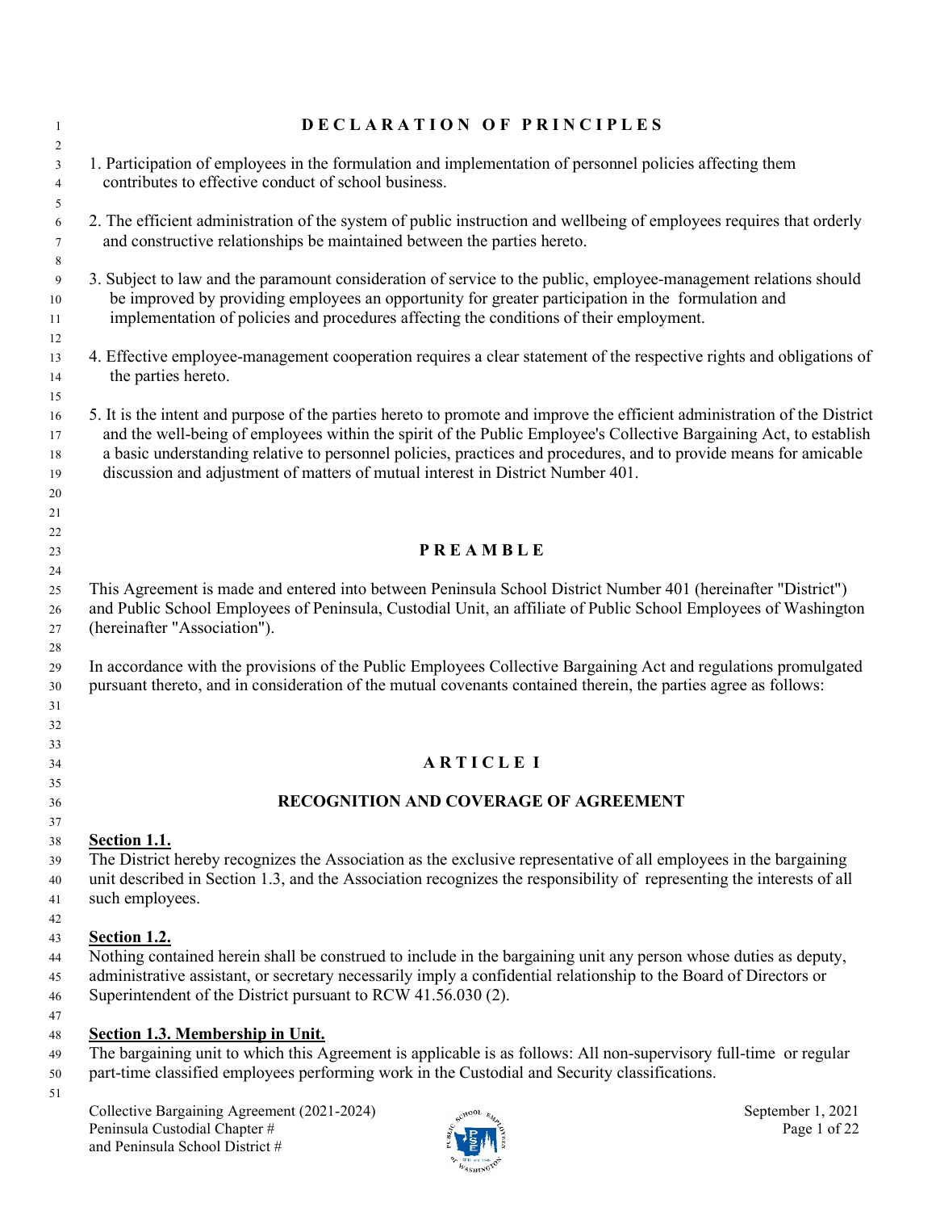# DECLARATION OF PRINCIPLES

1. Participation of employees in the formulation and implementation of personnel policies affecting them contributes to effective conduct of school business.

2. The efficient administration of the system of public instruction and wellbeing of employees requires that orderly and constructive relationships be maintained between the parties hereto.

3. Subject to law and the paramount consideration of service to the public, employee-management relations should be improved by providing employees an opportunity for greater participation in the formulation and implementation of policies and procedures affecting the conditions of their employment.

4. Effective employee-management cooperation requires a clear statement of the respective rights and obligations of the parties hereto.

5. It is the intent and purpose of the parties hereto to promote and improve the efficient administration of the District and the well-being of employees within the spirit of the Public Employee's Collective Bargaining Act, to establish a basic understanding relative to personnel policies, practices and procedures, and to provide means for amicable discussion and adjustment of matters of mutual interest in District Number 401.

# PREAMBLE

This Agreement is made and entered into between Peninsula School District Number 401 (hereinafter "District") and Public School Employees of Peninsula, Custodial Unit, an affiliate of Public School Employees of Washington (hereinafter "Association").

In accordance with the provisions of the Public Employees Collective Bargaining Act and regulations promulgated pursuant thereto, and in consideration of the mutual covenants contained therein, the parties agree as follows:

# ARTICLE I

## RECOGNITION AND COVERAGE OF AGREEMENT

**Section 1.1.**
The District hereby recognizes the Association as the exclusive representative of all employees in the bargaining unit described in Section 1.3, and the Association recognizes the responsibility of representing the interests of all such employees.

**Section 1.2.**
Nothing contained herein shall be construed to include in the bargaining unit any person whose duties as deputy, administrative assistant, or secretary necessarily imply a confidential relationship to the Board of Directors or Superintendent of the District pursuant to RCW 41.56.030 (2).

**Section 1.3. Membership in Unit.**
The bargaining unit to which this Agreement is applicable is as follows: All non-supervisory full-time or regular part-time classified employees performing work in the Custodial and Security classifications.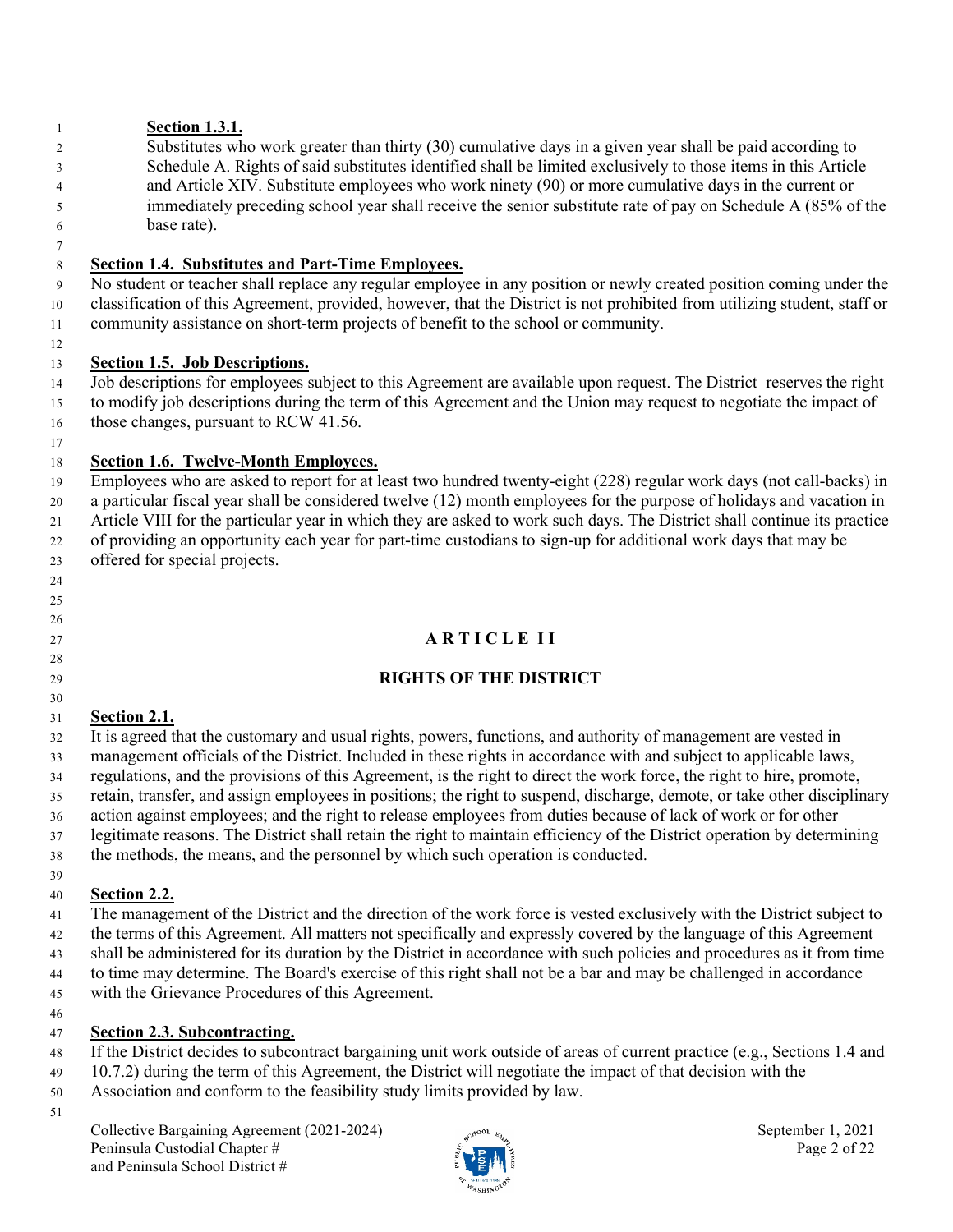**Section 1.3.1.**

Substitutes who work greater than thirty (30) cumulative days in a given year shall be paid according to Schedule A. Rights of said substitutes identified shall be limited exclusively to those items in this Article and Article XIV. Substitute employees who work ninety (90) or more cumulative days in the current or immediately preceding school year shall receive the senior substitute rate of pay on Schedule A (85% of the base rate).

**Section 1.4. Substitutes and Part-Time Employees.**

No student or teacher shall replace any regular employee in any position or newly created position coming under the classification of this Agreement, provided, however, that the District is not prohibited from utilizing student, staff or community assistance on short-term projects of benefit to the school or community.

**Section 1.5. Job Descriptions.**

Job descriptions for employees subject to this Agreement are available upon request. The District reserves the right to modify job descriptions during the term of this Agreement and the Union may request to negotiate the impact of those changes, pursuant to RCW 41.56.

**Section 1.6. Twelve-Month Employees.**

Employees who are asked to report for at least two hundred twenty-eight (228) regular work days (not call-backs) in a particular fiscal year shall be considered twelve (12) month employees for the purpose of holidays and vacation in Article VIII for the particular year in which they are asked to work such days. The District shall continue its practice of providing an opportunity each year for part-time custodians to sign-up for additional work days that may be offered for special projects.

## ARTICLE II

## RIGHTS OF THE DISTRICT

**Section 2.1.**

It is agreed that the customary and usual rights, powers, functions, and authority of management are vested in management officials of the District. Included in these rights in accordance with and subject to applicable laws, regulations, and the provisions of this Agreement, is the right to direct the work force, the right to hire, promote, retain, transfer, and assign employees in positions; the right to suspend, discharge, demote, or take other disciplinary action against employees; and the right to release employees from duties because of lack of work or for other legitimate reasons. The District shall retain the right to maintain efficiency of the District operation by determining the methods, the means, and the personnel by which such operation is conducted.

**Section 2.2.**

The management of the District and the direction of the work force is vested exclusively with the District subject to the terms of this Agreement. All matters not specifically and expressly covered by the language of this Agreement shall be administered for its duration by the District in accordance with such policies and procedures as it from time to time may determine. The Board's exercise of this right shall not be a bar and may be challenged in accordance with the Grievance Procedures of this Agreement.

**Section 2.3. Subcontracting.**

If the District decides to subcontract bargaining unit work outside of areas of current practice (e.g., Sections 1.4 and 10.7.2) during the term of this Agreement, the District will negotiate the impact of that decision with the Association and conform to the feasibility study limits provided by law.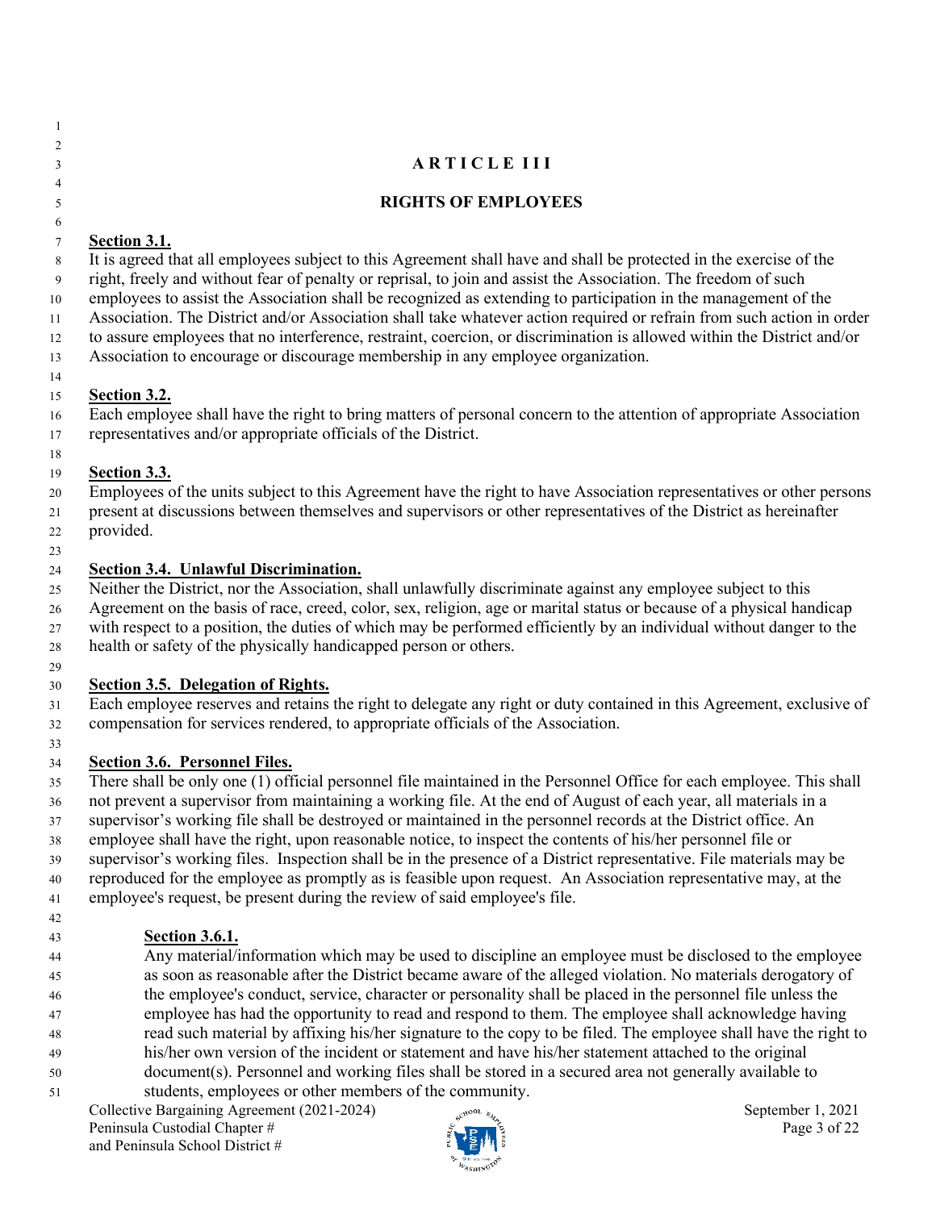# ARTICLE III

## RIGHTS OF EMPLOYEES

**Section 3.1.**

It is agreed that all employees subject to this Agreement shall have and shall be protected in the exercise of the right, freely and without fear of penalty or reprisal, to join and assist the Association. The freedom of such employees to assist the Association shall be recognized as extending to participation in the management of the Association. The District and/or Association shall take whatever action required or refrain from such action in order to assure employees that no interference, restraint, coercion, or discrimination is allowed within the District and/or Association to encourage or discourage membership in any employee organization.

**Section 3.2.**

Each employee shall have the right to bring matters of personal concern to the attention of appropriate Association representatives and/or appropriate officials of the District.

**Section 3.3.**

Employees of the units subject to this Agreement have the right to have Association representatives or other persons present at discussions between themselves and supervisors or other representatives of the District as hereinafter provided.

**Section 3.4. Unlawful Discrimination.**

Neither the District, nor the Association, shall unlawfully discriminate against any employee subject to this Agreement on the basis of race, creed, color, sex, religion, age or marital status or because of a physical handicap with respect to a position, the duties of which may be performed efficiently by an individual without danger to the health or safety of the physically handicapped person or others.

**Section 3.5. Delegation of Rights.**

Each employee reserves and retains the right to delegate any right or duty contained in this Agreement, exclusive of compensation for services rendered, to appropriate officials of the Association.

**Section 3.6. Personnel Files.**

There shall be only one (1) official personnel file maintained in the Personnel Office for each employee. This shall not prevent a supervisor from maintaining a working file. At the end of August of each year, all materials in a supervisor's working file shall be destroyed or maintained in the personnel records at the District office. An employee shall have the right, upon reasonable notice, to inspect the contents of his/her personnel file or supervisor's working files. Inspection shall be in the presence of a District representative. File materials may be reproduced for the employee as promptly as is feasible upon request. An Association representative may, at the employee's request, be present during the review of said employee's file.

**Section 3.6.1.**

Any material/information which may be used to discipline an employee must be disclosed to the employee as soon as reasonable after the District became aware of the alleged violation. No materials derogatory of the employee's conduct, service, character or personality shall be placed in the personnel file unless the employee has had the opportunity to read and respond to them. The employee shall acknowledge having read such material by affixing his/her signature to the copy to be filed. The employee shall have the right to his/her own version of the incident or statement and have his/her statement attached to the original document(s). Personnel and working files shall be stored in a secured area not generally available to students, employees or other members of the community.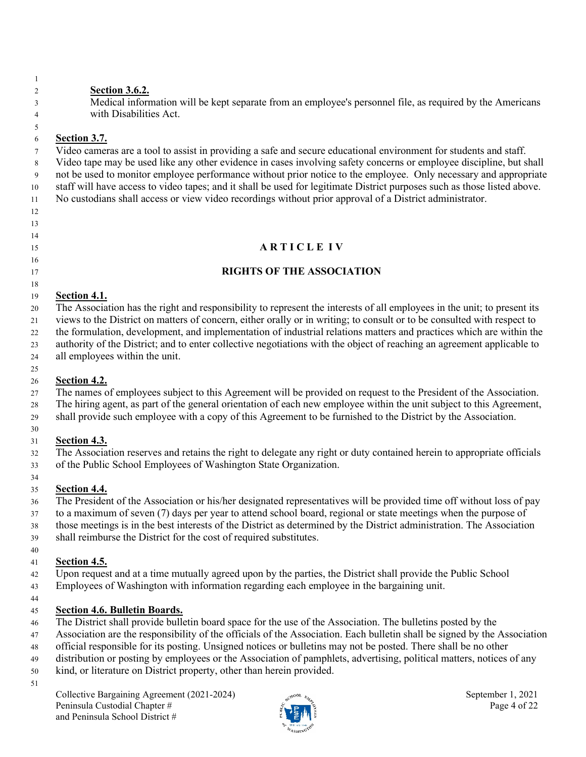**Section 3.6.2.**
Medical information will be kept separate from an employee's personnel file, as required by the Americans with Disabilities Act.

**Section 3.7.**
Video cameras are a tool to assist in providing a safe and secure educational environment for students and staff. Video tape may be used like any other evidence in cases involving safety concerns or employee discipline, but shall not be used to monitor employee performance without prior notice to the employee. Only necessary and appropriate staff will have access to video tapes; and it shall be used for legitimate District purposes such as those listed above. No custodians shall access or view video recordings without prior approval of a District administrator.

# ARTICLE IV

## RIGHTS OF THE ASSOCIATION

**Section 4.1.**
The Association has the right and responsibility to represent the interests of all employees in the unit; to present its views to the District on matters of concern, either orally or in writing; to consult or to be consulted with respect to the formulation, development, and implementation of industrial relations matters and practices which are within the authority of the District; and to enter collective negotiations with the object of reaching an agreement applicable to all employees within the unit.

**Section 4.2.**
The names of employees subject to this Agreement will be provided on request to the President of the Association. The hiring agent, as part of the general orientation of each new employee within the unit subject to this Agreement, shall provide such employee with a copy of this Agreement to be furnished to the District by the Association.

**Section 4.3.**
The Association reserves and retains the right to delegate any right or duty contained herein to appropriate officials of the Public School Employees of Washington State Organization.

**Section 4.4.**
The President of the Association or his/her designated representatives will be provided time off without loss of pay to a maximum of seven (7) days per year to attend school board, regional or state meetings when the purpose of those meetings is in the best interests of the District as determined by the District administration. The Association shall reimburse the District for the cost of required substitutes.

**Section 4.5.**
Upon request and at a time mutually agreed upon by the parties, the District shall provide the Public School Employees of Washington with information regarding each employee in the bargaining unit.

**Section 4.6. Bulletin Boards.**
The District shall provide bulletin board space for the use of the Association. The bulletins posted by the Association are the responsibility of the officials of the Association. Each bulletin shall be signed by the Association official responsible for its posting. Unsigned notices or bulletins may not be posted. There shall be no other distribution or posting by employees or the Association of pamphlets, advertising, political matters, notices of any kind, or literature on District property, other than herein provided.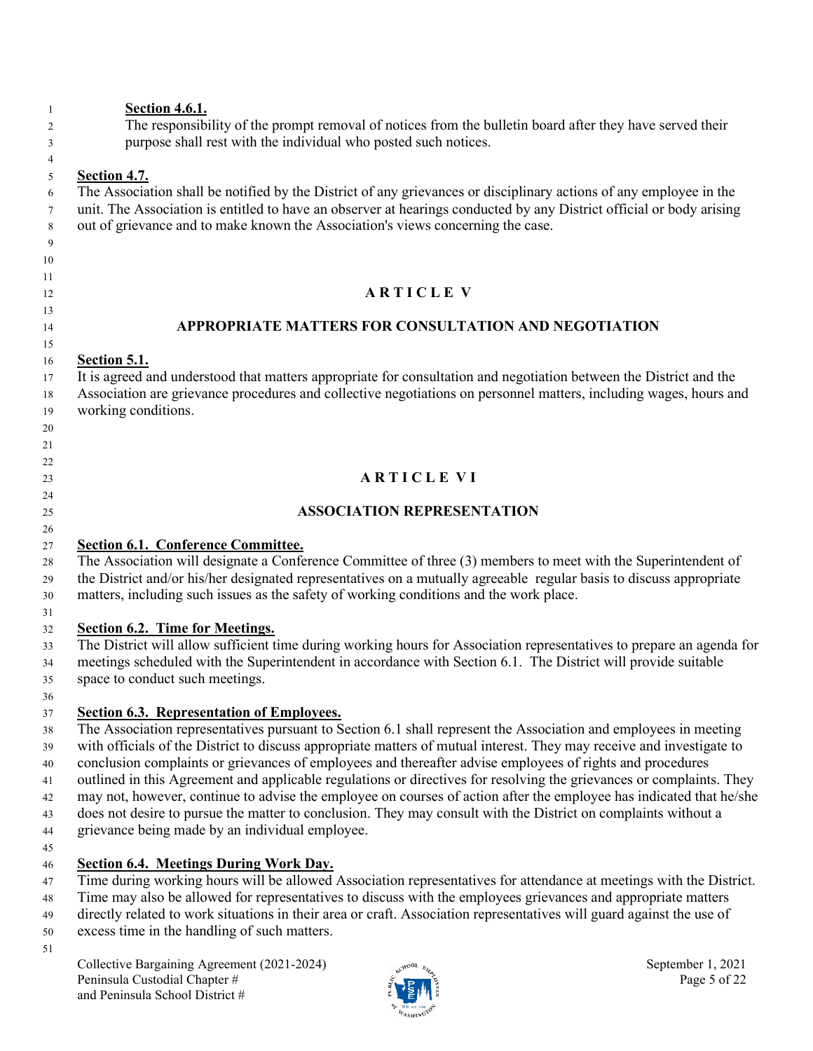**Section 4.6.1.**

The responsibility of the prompt removal of notices from the bulletin board after they have served their purpose shall rest with the individual who posted such notices.

**Section 4.7.**

The Association shall be notified by the District of any grievances or disciplinary actions of any employee in the unit. The Association is entitled to have an observer at hearings conducted by any District official or body arising out of grievance and to make known the Association's views concerning the case.

# ARTICLE V

## APPROPRIATE MATTERS FOR CONSULTATION AND NEGOTIATION

**Section 5.1.**

It is agreed and understood that matters appropriate for consultation and negotiation between the District and the Association are grievance procedures and collective negotiations on personnel matters, including wages, hours and working conditions.

# ARTICLE VI

## ASSOCIATION REPRESENTATION

**Section 6.1. Conference Committee.**

The Association will designate a Conference Committee of three (3) members to meet with the Superintendent of the District and/or his/her designated representatives on a mutually agreeable regular basis to discuss appropriate matters, including such issues as the safety of working conditions and the work place.

**Section 6.2. Time for Meetings.**

The District will allow sufficient time during working hours for Association representatives to prepare an agenda for meetings scheduled with the Superintendent in accordance with Section 6.1. The District will provide suitable space to conduct such meetings.

**Section 6.3. Representation of Employees.**

The Association representatives pursuant to Section 6.1 shall represent the Association and employees in meeting with officials of the District to discuss appropriate matters of mutual interest. They may receive and investigate to conclusion complaints or grievances of employees and thereafter advise employees of rights and procedures outlined in this Agreement and applicable regulations or directives for resolving the grievances or complaints. They may not, however, continue to advise the employee on courses of action after the employee has indicated that he/she does not desire to pursue the matter to conclusion. They may consult with the District on complaints without a grievance being made by an individual employee.

**Section 6.4. Meetings During Work Day.**

Time during working hours will be allowed Association representatives for attendance at meetings with the District. Time may also be allowed for representatives to discuss with the employees grievances and appropriate matters directly related to work situations in their area or craft. Association representatives will guard against the use of excess time in the handling of such matters.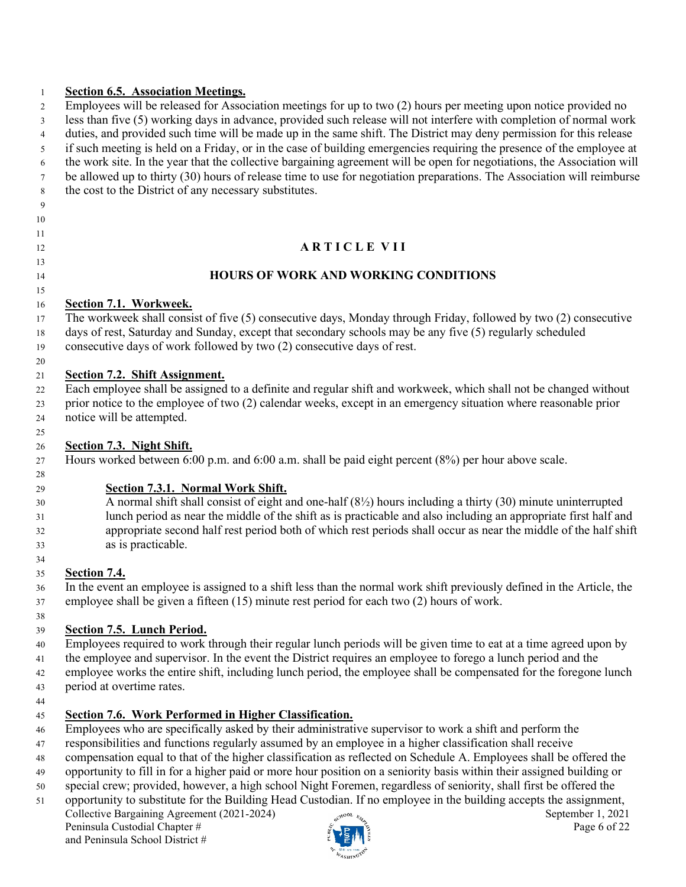**Section 6.5. Association Meetings.**

Employees will be released for Association meetings for up to two (2) hours per meeting upon notice provided no less than five (5) working days in advance, provided such release will not interfere with completion of normal work duties, and provided such time will be made up in the same shift. The District may deny permission for this release if such meeting is held on a Friday, or in the case of building emergencies requiring the presence of the employee at the work site. In the year that the collective bargaining agreement will be open for negotiations, the Association will be allowed up to thirty (30) hours of release time to use for negotiation preparations. The Association will reimburse the cost to the District of any necessary substitutes.

# ARTICLE VII

## HOURS OF WORK AND WORKING CONDITIONS

**Section 7.1. Workweek.**

The workweek shall consist of five (5) consecutive days, Monday through Friday, followed by two (2) consecutive days of rest, Saturday and Sunday, except that secondary schools may be any five (5) regularly scheduled consecutive days of work followed by two (2) consecutive days of rest.

**Section 7.2. Shift Assignment.**

Each employee shall be assigned to a definite and regular shift and workweek, which shall not be changed without prior notice to the employee of two (2) calendar weeks, except in an emergency situation where reasonable prior notice will be attempted.

**Section 7.3. Night Shift.**

Hours worked between 6:00 p.m. and 6:00 a.m. shall be paid eight percent (8%) per hour above scale.

**Section 7.3.1. Normal Work Shift.**

A normal shift shall consist of eight and one-half (8½) hours including a thirty (30) minute uninterrupted lunch period as near the middle of the shift as is practicable and also including an appropriate first half and appropriate second half rest period both of which rest periods shall occur as near the middle of the half shift as is practicable.

**Section 7.4.**

In the event an employee is assigned to a shift less than the normal work shift previously defined in the Article, the employee shall be given a fifteen (15) minute rest period for each two (2) hours of work.

**Section 7.5. Lunch Period.**

Employees required to work through their regular lunch periods will be given time to eat at a time agreed upon by the employee and supervisor. In the event the District requires an employee to forego a lunch period and the employee works the entire shift, including lunch period, the employee shall be compensated for the foregone lunch period at overtime rates.

**Section 7.6. Work Performed in Higher Classification.**

Employees who are specifically asked by their administrative supervisor to work a shift and perform the responsibilities and functions regularly assumed by an employee in a higher classification shall receive compensation equal to that of the higher classification as reflected on Schedule A. Employees shall be offered the opportunity to fill in for a higher paid or more hour position on a seniority basis within their assigned building or special crew; provided, however, a high school Night Foremen, regardless of seniority, shall first be offered the opportunity to substitute for the Building Head Custodian. If no employee in the building accepts the assignment,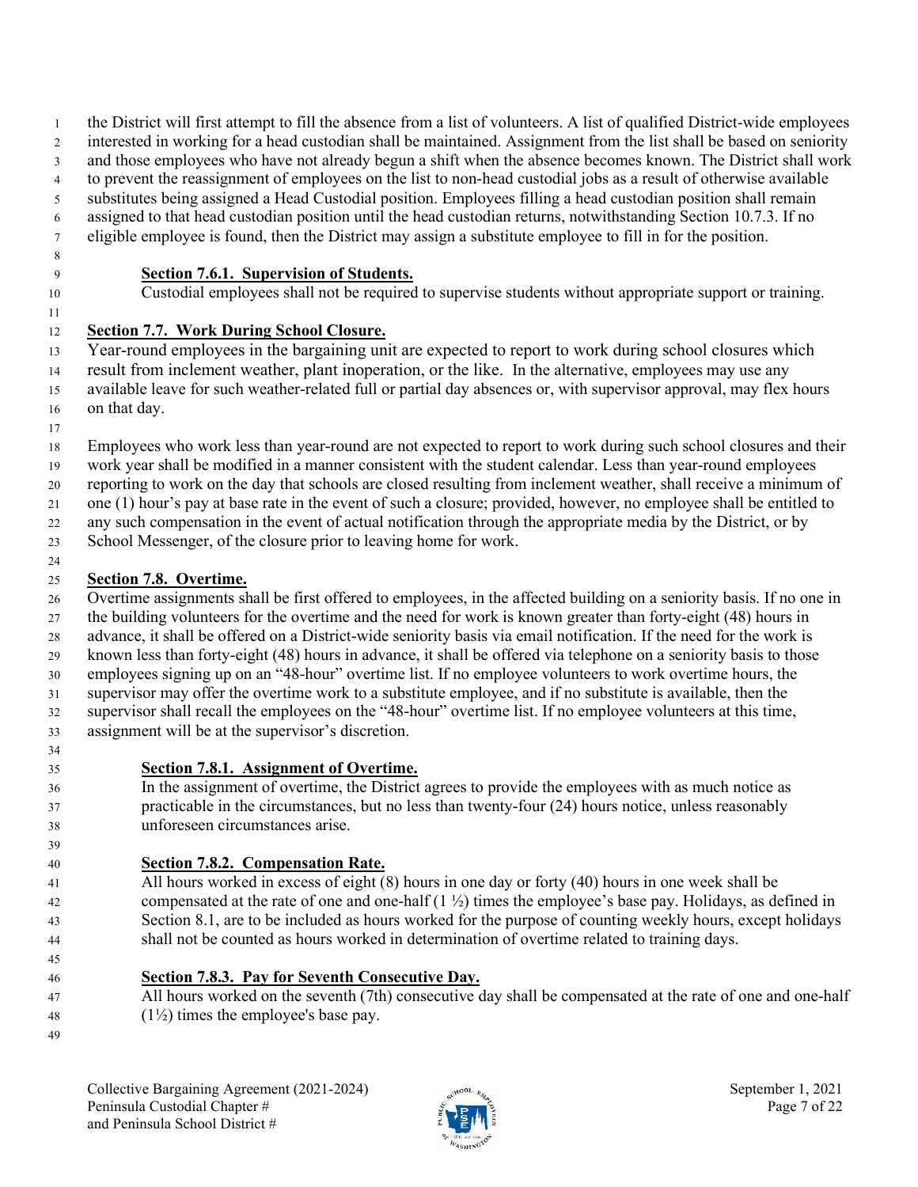the District will first attempt to fill the absence from a list of volunteers. A list of qualified District-wide employees interested in working for a head custodian shall be maintained. Assignment from the list shall be based on seniority and those employees who have not already begun a shift when the absence becomes known. The District shall work to prevent the reassignment of employees on the list to non-head custodial jobs as a result of otherwise available substitutes being assigned a Head Custodial position. Employees filling a head custodian position shall remain assigned to that head custodian position until the head custodian returns, notwithstanding Section 10.7.3. If no eligible employee is found, then the District may assign a substitute employee to fill in for the position.

**Section 7.6.1. Supervision of Students.**

Custodial employees shall not be required to supervise students without appropriate support or training.

**Section 7.7. Work During School Closure.**

Year-round employees in the bargaining unit are expected to report to work during school closures which result from inclement weather, plant inoperation, or the like. In the alternative, employees may use any available leave for such weather-related full or partial day absences or, with supervisor approval, may flex hours on that day.

Employees who work less than year-round are not expected to report to work during such school closures and their work year shall be modified in a manner consistent with the student calendar. Less than year-round employees reporting to work on the day that schools are closed resulting from inclement weather, shall receive a minimum of one (1) hour's pay at base rate in the event of such a closure; provided, however, no employee shall be entitled to any such compensation in the event of actual notification through the appropriate media by the District, or by School Messenger, of the closure prior to leaving home for work.

**Section 7.8. Overtime.**

Overtime assignments shall be first offered to employees, in the affected building on a seniority basis. If no one in the building volunteers for the overtime and the need for work is known greater than forty-eight (48) hours in advance, it shall be offered on a District-wide seniority basis via email notification. If the need for the work is known less than forty-eight (48) hours in advance, it shall be offered via telephone on a seniority basis to those employees signing up on an "48-hour" overtime list. If no employee volunteers to work overtime hours, the supervisor may offer the overtime work to a substitute employee, and if no substitute is available, then the supervisor shall recall the employees on the "48-hour" overtime list. If no employee volunteers at this time, assignment will be at the supervisor's discretion.

**Section 7.8.1. Assignment of Overtime.**

In the assignment of overtime, the District agrees to provide the employees with as much notice as practicable in the circumstances, but no less than twenty-four (24) hours notice, unless reasonably unforeseen circumstances arise.

**Section 7.8.2. Compensation Rate.**

All hours worked in excess of eight (8) hours in one day or forty (40) hours in one week shall be compensated at the rate of one and one-half (1 ½) times the employee's base pay. Holidays, as defined in Section 8.1, are to be included as hours worked for the purpose of counting weekly hours, except holidays shall not be counted as hours worked in determination of overtime related to training days.

**Section 7.8.3. Pay for Seventh Consecutive Day.**

All hours worked on the seventh (7th) consecutive day shall be compensated at the rate of one and one-half (1½) times the employee's base pay.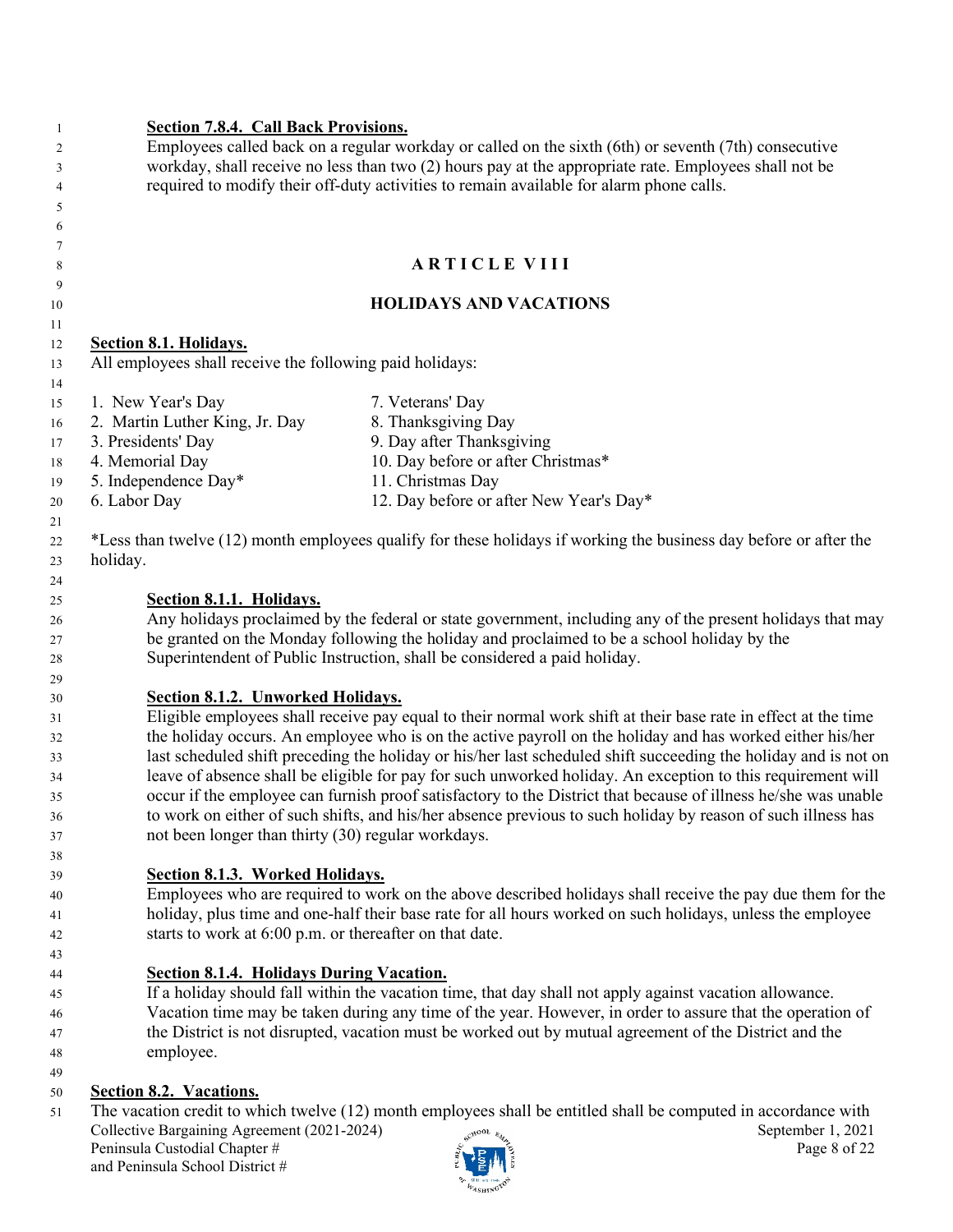**Section 7.8.4. Call Back Provisions.**
Employees called back on a regular workday or called on the sixth (6th) or seventh (7th) consecutive workday, shall receive no less than two (2) hours pay at the appropriate rate. Employees shall not be required to modify their off-duty activities to remain available for alarm phone calls.

## ARTICLE VIII

## HOLIDAYS AND VACATIONS

**Section 8.1. Holidays.**
All employees shall receive the following paid holidays:

1. New Year's Day
2. Martin Luther King, Jr. Day
3. Presidents' Day
4. Memorial Day
5. Independence Day*
6. Labor Day
7. Veterans' Day
8. Thanksgiving Day
9. Day after Thanksgiving
10. Day before or after Christmas*
11. Christmas Day
12. Day before or after New Year's Day*

*Less than twelve (12) month employees qualify for these holidays if working the business day before or after the holiday.

**Section 8.1.1. Holidays.**
Any holidays proclaimed by the federal or state government, including any of the present holidays that may be granted on the Monday following the holiday and proclaimed to be a school holiday by the Superintendent of Public Instruction, shall be considered a paid holiday.

**Section 8.1.2. Unworked Holidays.**
Eligible employees shall receive pay equal to their normal work shift at their base rate in effect at the time the holiday occurs. An employee who is on the active payroll on the holiday and has worked either his/her last scheduled shift preceding the holiday or his/her last scheduled shift succeeding the holiday and is not on leave of absence shall be eligible for pay for such unworked holiday. An exception to this requirement will occur if the employee can furnish proof satisfactory to the District that because of illness he/she was unable to work on either of such shifts, and his/her absence previous to such holiday by reason of such illness has not been longer than thirty (30) regular workdays.

**Section 8.1.3. Worked Holidays.**
Employees who are required to work on the above described holidays shall receive the pay due them for the holiday, plus time and one-half their base rate for all hours worked on such holidays, unless the employee starts to work at 6:00 p.m. or thereafter on that date.

**Section 8.1.4. Holidays During Vacation.**
If a holiday should fall within the vacation time, that day shall not apply against vacation allowance. Vacation time may be taken during any time of the year. However, in order to assure that the operation of the District is not disrupted, vacation must be worked out by mutual agreement of the District and the employee.

**Section 8.2. Vacations.**
The vacation credit to which twelve (12) month employees shall be entitled shall be computed in accordance with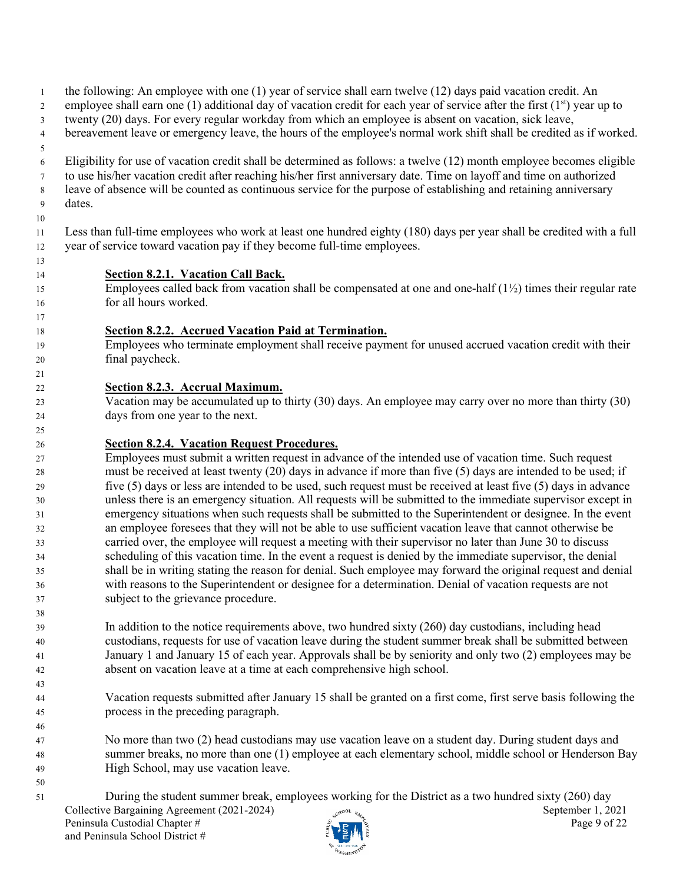the following: An employee with one (1) year of service shall earn twelve (12) days paid vacation credit. An employee shall earn one (1) additional day of vacation credit for each year of service after the first (1st) year up to twenty (20) days. For every regular workday from which an employee is absent on vacation, sick leave, bereavement leave or emergency leave, the hours of the employee's normal work shift shall be credited as if worked.

Eligibility for use of vacation credit shall be determined as follows: a twelve (12) month employee becomes eligible to use his/her vacation credit after reaching his/her first anniversary date. Time on layoff and time on authorized leave of absence will be counted as continuous service for the purpose of establishing and retaining anniversary dates.

Less than full-time employees who work at least one hundred eighty (180) days per year shall be credited with a full year of service toward vacation pay if they become full-time employees.

**Section 8.2.1. Vacation Call Back.**
Employees called back from vacation shall be compensated at one and one-half (1½) times their regular rate for all hours worked.

**Section 8.2.2. Accrued Vacation Paid at Termination.**
Employees who terminate employment shall receive payment for unused accrued vacation credit with their final paycheck.

**Section 8.2.3. Accrual Maximum.**
Vacation may be accumulated up to thirty (30) days. An employee may carry over no more than thirty (30) days from one year to the next.

**Section 8.2.4. Vacation Request Procedures.**
Employees must submit a written request in advance of the intended use of vacation time. Such request must be received at least twenty (20) days in advance if more than five (5) days are intended to be used; if five (5) days or less are intended to be used, such request must be received at least five (5) days in advance unless there is an emergency situation. All requests will be submitted to the immediate supervisor except in emergency situations when such requests shall be submitted to the Superintendent or designee. In the event an employee foresees that they will not be able to use sufficient vacation leave that cannot otherwise be carried over, the employee will request a meeting with their supervisor no later than June 30 to discuss scheduling of this vacation time. In the event a request is denied by the immediate supervisor, the denial shall be in writing stating the reason for denial. Such employee may forward the original request and denial with reasons to the Superintendent or designee for a determination. Denial of vacation requests are not subject to the grievance procedure.

In addition to the notice requirements above, two hundred sixty (260) day custodians, including head custodians, requests for use of vacation leave during the student summer break shall be submitted between January 1 and January 15 of each year. Approvals shall be by seniority and only two (2) employees may be absent on vacation leave at a time at each comprehensive high school.

Vacation requests submitted after January 15 shall be granted on a first come, first serve basis following the process in the preceding paragraph.

No more than two (2) head custodians may use vacation leave on a student day. During student days and summer breaks, no more than one (1) employee at each elementary school, middle school or Henderson Bay High School, may use vacation leave.

During the student summer break, employees working for the District as a two hundred sixty (260) day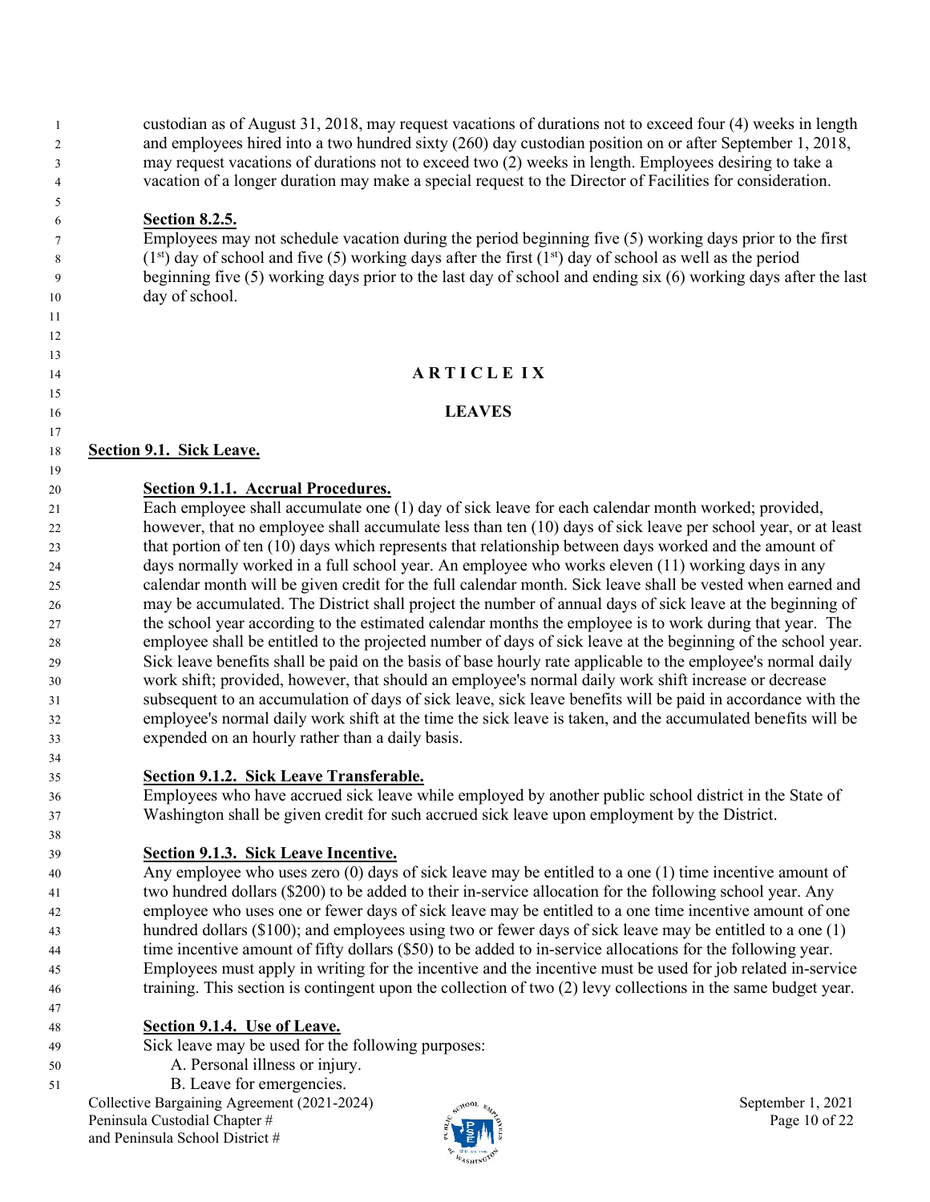custodian as of August 31, 2018, may request vacations of durations not to exceed four (4) weeks in length and employees hired into a two hundred sixty (260) day custodian position on or after September 1, 2018, may request vacations of durations not to exceed two (2) weeks in length. Employees desiring to take a vacation of a longer duration may make a special request to the Director of Facilities for consideration.

**Section 8.2.5.**

Employees may not schedule vacation during the period beginning five (5) working days prior to the first (1st) day of school and five (5) working days after the first (1st) day of school as well as the period beginning five (5) working days prior to the last day of school and ending six (6) working days after the last day of school.

# ARTICLE IX

# LEAVES

## Section 9.1. Sick Leave.

### Section 9.1.1. Accrual Procedures.

Each employee shall accumulate one (1) day of sick leave for each calendar month worked; provided, however, that no employee shall accumulate less than ten (10) days of sick leave per school year, or at least that portion of ten (10) days which represents that relationship between days worked and the amount of days normally worked in a full school year. An employee who works eleven (11) working days in any calendar month will be given credit for the full calendar month. Sick leave shall be vested when earned and may be accumulated. The District shall project the number of annual days of sick leave at the beginning of the school year according to the estimated calendar months the employee is to work during that year. The employee shall be entitled to the projected number of days of sick leave at the beginning of the school year. Sick leave benefits shall be paid on the basis of base hourly rate applicable to the employee's normal daily work shift; provided, however, that should an employee's normal daily work shift increase or decrease subsequent to an accumulation of days of sick leave, sick leave benefits will be paid in accordance with the employee's normal daily work shift at the time the sick leave is taken, and the accumulated benefits will be expended on an hourly rather than a daily basis.

### Section 9.1.2. Sick Leave Transferable.

Employees who have accrued sick leave while employed by another public school district in the State of Washington shall be given credit for such accrued sick leave upon employment by the District.

### Section 9.1.3. Sick Leave Incentive.

Any employee who uses zero (0) days of sick leave may be entitled to a one (1) time incentive amount of two hundred dollars ($200) to be added to their in-service allocation for the following school year. Any employee who uses one or fewer days of sick leave may be entitled to a one time incentive amount of one hundred dollars ($100); and employees using two or fewer days of sick leave may be entitled to a one (1) time incentive amount of fifty dollars ($50) to be added to in-service allocations for the following year. Employees must apply in writing for the incentive and the incentive must be used for job related in-service training. This section is contingent upon the collection of two (2) levy collections in the same budget year.

### Section 9.1.4. Use of Leave.

Sick leave may be used for the following purposes:

A. Personal illness or injury.
B. Leave for emergencies.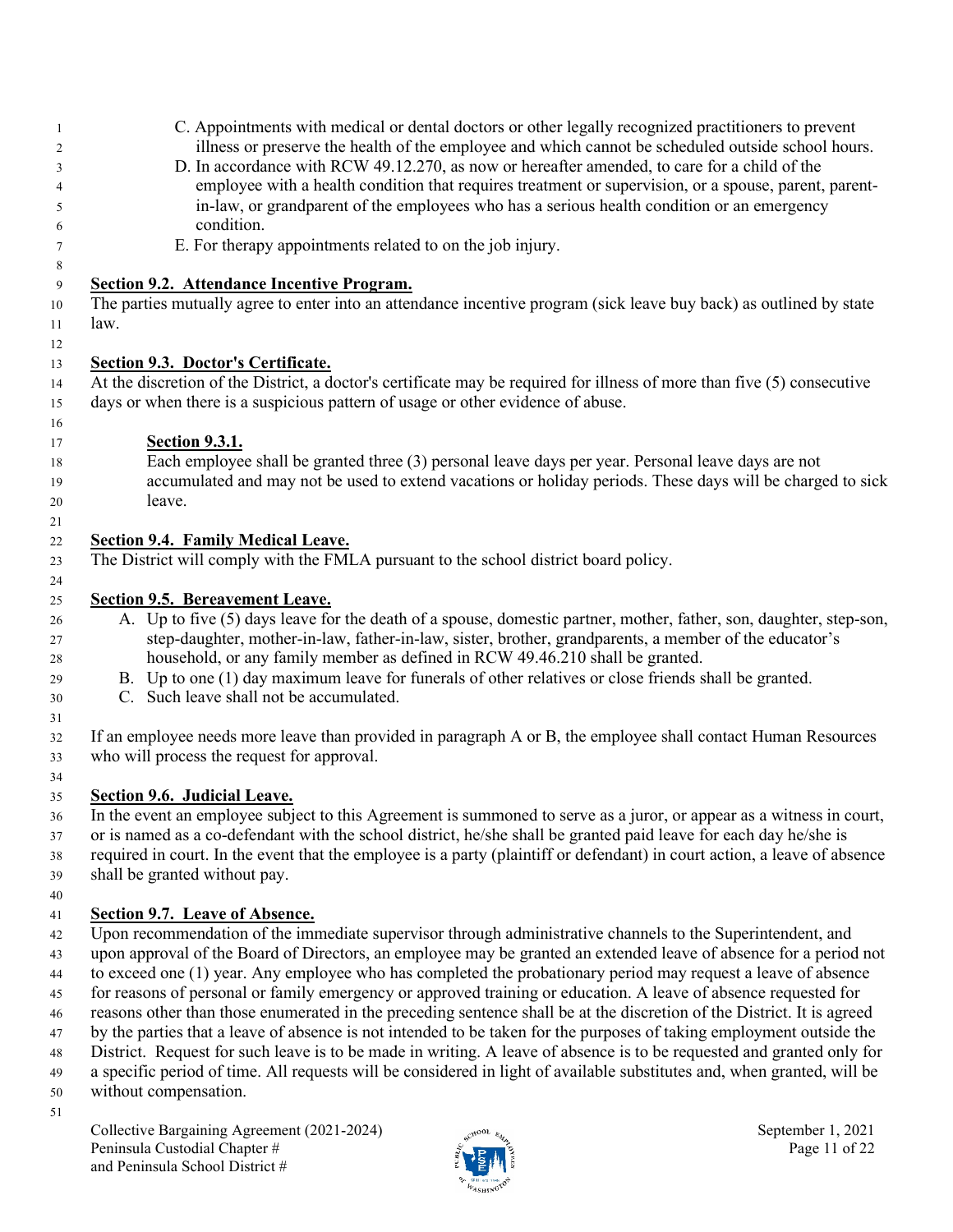C. Appointments with medical or dental doctors or other legally recognized practitioners to prevent illness or preserve the health of the employee and which cannot be scheduled outside school hours.

D. In accordance with RCW 49.12.270, as now or hereafter amended, to care for a child of the employee with a health condition that requires treatment or supervision, or a spouse, parent, parent-in-law, or grandparent of the employees who has a serious health condition or an emergency condition.

E. For therapy appointments related to on the job injury.

**Section 9.2. Attendance Incentive Program.**

The parties mutually agree to enter into an attendance incentive program (sick leave buy back) as outlined by state law.

**Section 9.3. Doctor's Certificate.**

At the discretion of the District, a doctor's certificate may be required for illness of more than five (5) consecutive days or when there is a suspicious pattern of usage or other evidence of abuse.

**Section 9.3.1.**

Each employee shall be granted three (3) personal leave days per year. Personal leave days are not accumulated and may not be used to extend vacations or holiday periods. These days will be charged to sick leave.

**Section 9.4. Family Medical Leave.**

The District will comply with the FMLA pursuant to the school district board policy.

**Section 9.5. Bereavement Leave.**

A. Up to five (5) days leave for the death of a spouse, domestic partner, mother, father, son, daughter, step-son, step-daughter, mother-in-law, father-in-law, sister, brother, grandparents, a member of the educator's household, or any family member as defined in RCW 49.46.210 shall be granted.

B. Up to one (1) day maximum leave for funerals of other relatives or close friends shall be granted.

C. Such leave shall not be accumulated.

If an employee needs more leave than provided in paragraph A or B, the employee shall contact Human Resources who will process the request for approval.

**Section 9.6. Judicial Leave.**

In the event an employee subject to this Agreement is summoned to serve as a juror, or appear as a witness in court, or is named as a co-defendant with the school district, he/she shall be granted paid leave for each day he/she is required in court. In the event that the employee is a party (plaintiff or defendant) in court action, a leave of absence shall be granted without pay.

**Section 9.7. Leave of Absence.**

Upon recommendation of the immediate supervisor through administrative channels to the Superintendent, and upon approval of the Board of Directors, an employee may be granted an extended leave of absence for a period not to exceed one (1) year. Any employee who has completed the probationary period may request a leave of absence for reasons of personal or family emergency or approved training or education. A leave of absence requested for reasons other than those enumerated in the preceding sentence shall be at the discretion of the District. It is agreed by the parties that a leave of absence is not intended to be taken for the purposes of taking employment outside the District. Request for such leave is to be made in writing. A leave of absence is to be requested and granted only for a specific period of time. All requests will be considered in light of available substitutes and, when granted, will be without compensation.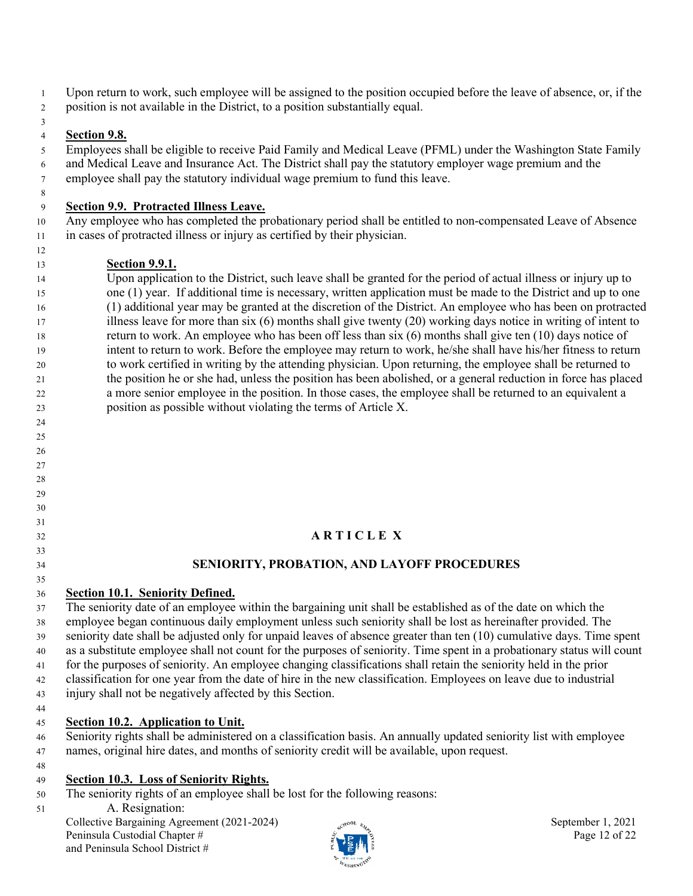Upon return to work, such employee will be assigned to the position occupied before the leave of absence, or, if the position is not available in the District, to a position substantially equal.

**Section 9.8.**

Employees shall be eligible to receive Paid Family and Medical Leave (PFML) under the Washington State Family and Medical Leave and Insurance Act. The District shall pay the statutory employer wage premium and the employee shall pay the statutory individual wage premium to fund this leave.

**Section 9.9. Protracted Illness Leave.**

Any employee who has completed the probationary period shall be entitled to non-compensated Leave of Absence in cases of protracted illness or injury as certified by their physician.

> **Section 9.9.1.**
>
> Upon application to the District, such leave shall be granted for the period of actual illness or injury up to one (1) year. If additional time is necessary, written application must be made to the District and up to one (1) additional year may be granted at the discretion of the District. An employee who has been on protracted illness leave for more than six (6) months shall give twenty (20) working days notice in writing of intent to return to work. An employee who has been off less than six (6) months shall give ten (10) days notice of intent to return to work. Before the employee may return to work, he/she shall have his/her fitness to return to work certified in writing by the attending physician. Upon returning, the employee shall be returned to the position he or she had, unless the position has been abolished, or a general reduction in force has placed a more senior employee in the position. In those cases, the employee shall be returned to an equivalent a position as possible without violating the terms of Article X.

# A R T I C L E X

## SENIORITY, PROBATION, AND LAYOFF PROCEDURES

**Section 10.1. Seniority Defined.**

The seniority date of an employee within the bargaining unit shall be established as of the date on which the employee began continuous daily employment unless such seniority shall be lost as hereinafter provided. The seniority date shall be adjusted only for unpaid leaves of absence greater than ten (10) cumulative days. Time spent as a substitute employee shall not count for the purposes of seniority. Time spent in a probationary status will count for the purposes of seniority. An employee changing classifications shall retain the seniority held in the prior classification for one year from the date of hire in the new classification. Employees on leave due to industrial injury shall not be negatively affected by this Section.

**Section 10.2. Application to Unit.**

Seniority rights shall be administered on a classification basis. An annually updated seniority list with employee names, original hire dates, and months of seniority credit will be available, upon request.

**Section 10.3. Loss of Seniority Rights.**

The seniority rights of an employee shall be lost for the following reasons:

A. Resignation: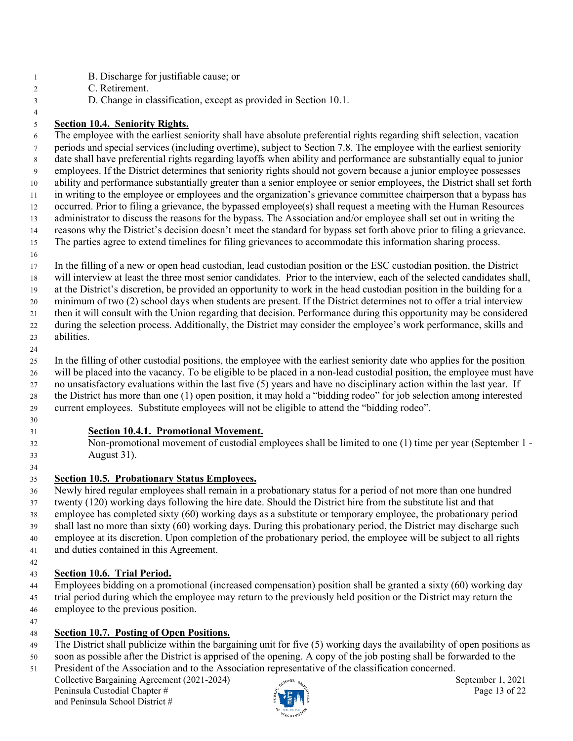B. Discharge for justifiable cause; or

C. Retirement.

D. Change in classification, except as provided in Section 10.1.

**Section 10.4. Seniority Rights.**

The employee with the earliest seniority shall have absolute preferential rights regarding shift selection, vacation periods and special services (including overtime), subject to Section 7.8. The employee with the earliest seniority date shall have preferential rights regarding layoffs when ability and performance are substantially equal to junior employees. If the District determines that seniority rights should not govern because a junior employee possesses ability and performance substantially greater than a senior employee or senior employees, the District shall set forth in writing to the employee or employees and the organization's grievance committee chairperson that a bypass has occurred. Prior to filing a grievance, the bypassed employee(s) shall request a meeting with the Human Resources administrator to discuss the reasons for the bypass. The Association and/or employee shall set out in writing the reasons why the District's decision doesn't meet the standard for bypass set forth above prior to filing a grievance. The parties agree to extend timelines for filing grievances to accommodate this information sharing process.

In the filling of a new or open head custodian, lead custodian position or the ESC custodian position, the District will interview at least the three most senior candidates. Prior to the interview, each of the selected candidates shall, at the District's discretion, be provided an opportunity to work in the head custodian position in the building for a minimum of two (2) school days when students are present. If the District determines not to offer a trial interview then it will consult with the Union regarding that decision. Performance during this opportunity may be considered during the selection process. Additionally, the District may consider the employee's work performance, skills and abilities.

In the filling of other custodial positions, the employee with the earliest seniority date who applies for the position will be placed into the vacancy. To be eligible to be placed in a non-lead custodial position, the employee must have no unsatisfactory evaluations within the last five (5) years and have no disciplinary action within the last year. If the District has more than one (1) open position, it may hold a "bidding rodeo" for job selection among interested current employees. Substitute employees will not be eligible to attend the "bidding rodeo".

**Section 10.4.1. Promotional Movement.**

Non-promotional movement of custodial employees shall be limited to one (1) time per year (September 1 - August 31).

**Section 10.5. Probationary Status Employees.**

Newly hired regular employees shall remain in a probationary status for a period of not more than one hundred twenty (120) working days following the hire date. Should the District hire from the substitute list and that employee has completed sixty (60) working days as a substitute or temporary employee, the probationary period shall last no more than sixty (60) working days. During this probationary period, the District may discharge such employee at its discretion. Upon completion of the probationary period, the employee will be subject to all rights and duties contained in this Agreement.

**Section 10.6. Trial Period.**

Employees bidding on a promotional (increased compensation) position shall be granted a sixty (60) working day trial period during which the employee may return to the previously held position or the District may return the employee to the previous position.

**Section 10.7. Posting of Open Positions.**

The District shall publicize within the bargaining unit for five (5) working days the availability of open positions as soon as possible after the District is apprised of the opening. A copy of the job posting shall be forwarded to the President of the Association and to the Association representative of the classification concerned.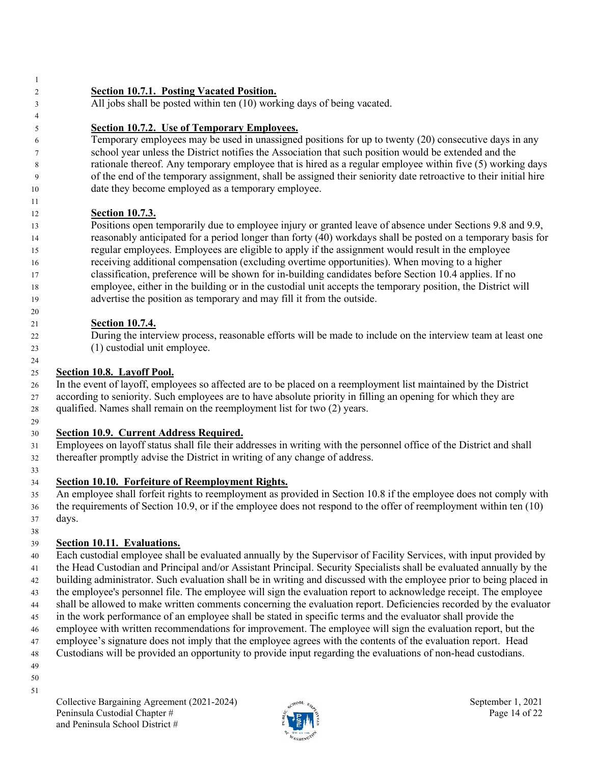**Section 10.7.1. Posting Vacated Position.**

All jobs shall be posted within ten (10) working days of being vacated.

**Section 10.7.2. Use of Temporary Employees.**

Temporary employees may be used in unassigned positions for up to twenty (20) consecutive days in any school year unless the District notifies the Association that such position would be extended and the rationale thereof. Any temporary employee that is hired as a regular employee within five (5) working days of the end of the temporary assignment, shall be assigned their seniority date retroactive to their initial hire date they become employed as a temporary employee.

**Section 10.7.3.**

Positions open temporarily due to employee injury or granted leave of absence under Sections 9.8 and 9.9, reasonably anticipated for a period longer than forty (40) workdays shall be posted on a temporary basis for regular employees. Employees are eligible to apply if the assignment would result in the employee receiving additional compensation (excluding overtime opportunities). When moving to a higher classification, preference will be shown for in-building candidates before Section 10.4 applies. If no employee, either in the building or in the custodial unit accepts the temporary position, the District will advertise the position as temporary and may fill it from the outside.

**Section 10.7.4.**

During the interview process, reasonable efforts will be made to include on the interview team at least one (1) custodial unit employee.

**Section 10.8. Layoff Pool.**

In the event of layoff, employees so affected are to be placed on a reemployment list maintained by the District according to seniority. Such employees are to have absolute priority in filling an opening for which they are qualified. Names shall remain on the reemployment list for two (2) years.

**Section 10.9. Current Address Required.**

Employees on layoff status shall file their addresses in writing with the personnel office of the District and shall thereafter promptly advise the District in writing of any change of address.

**Section 10.10. Forfeiture of Reemployment Rights.**

An employee shall forfeit rights to reemployment as provided in Section 10.8 if the employee does not comply with the requirements of Section 10.9, or if the employee does not respond to the offer of reemployment within ten (10) days.

**Section 10.11. Evaluations.**

Each custodial employee shall be evaluated annually by the Supervisor of Facility Services, with input provided by the Head Custodian and Principal and/or Assistant Principal. Security Specialists shall be evaluated annually by the building administrator. Such evaluation shall be in writing and discussed with the employee prior to being placed in the employee's personnel file. The employee will sign the evaluation report to acknowledge receipt. The employee shall be allowed to make written comments concerning the evaluation report. Deficiencies recorded by the evaluator in the work performance of an employee shall be stated in specific terms and the evaluator shall provide the employee with written recommendations for improvement. The employee will sign the evaluation report, but the employee's signature does not imply that the employee agrees with the contents of the evaluation report. Head Custodians will be provided an opportunity to provide input regarding the evaluations of non-head custodians.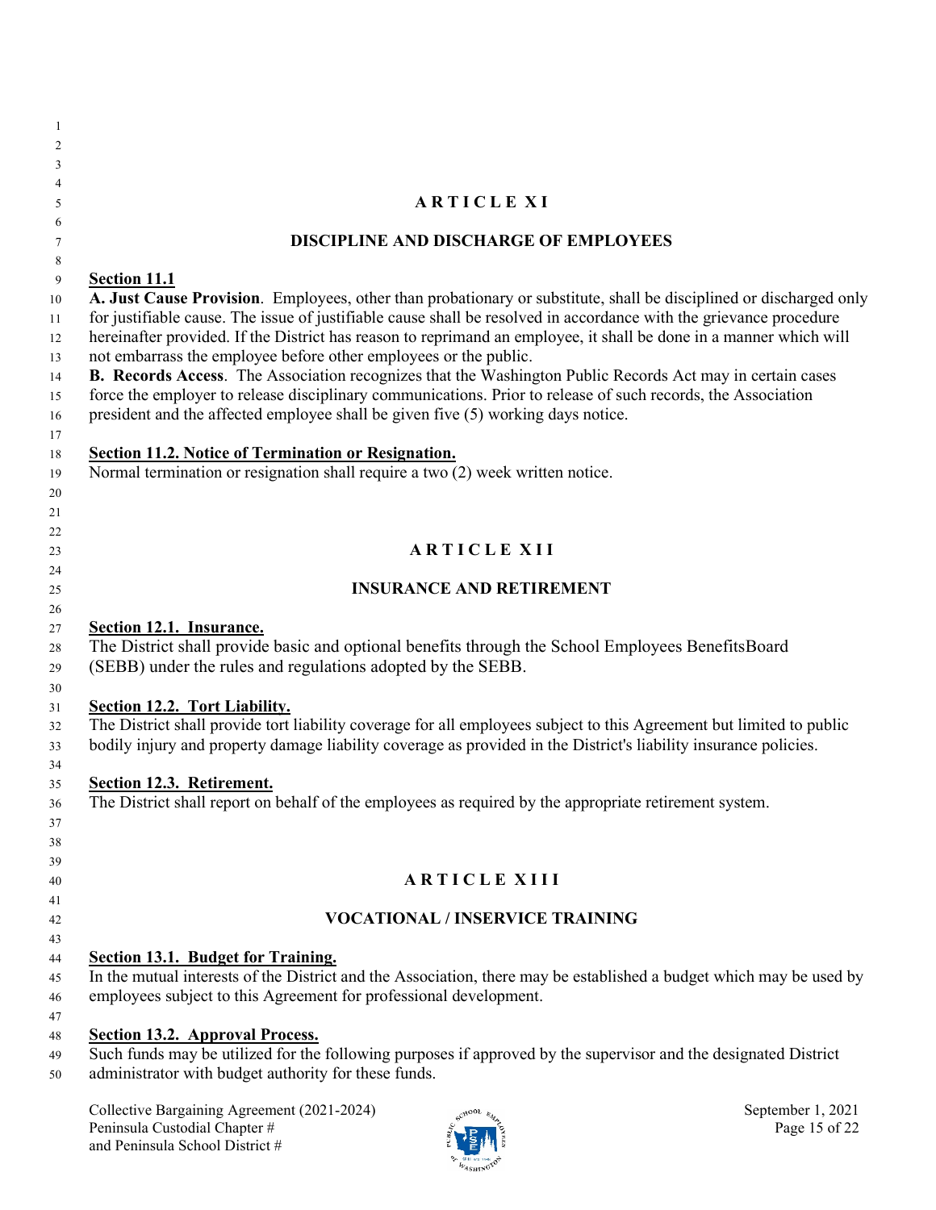## ARTICLE XI

## DISCIPLINE AND DISCHARGE OF EMPLOYEES

**Section 11.1**

**A. Just Cause Provision**. Employees, other than probationary or substitute, shall be disciplined or discharged only for justifiable cause. The issue of justifiable cause shall be resolved in accordance with the grievance procedure hereinafter provided. If the District has reason to reprimand an employee, it shall be done in a manner which will not embarrass the employee before other employees or the public.

**B. Records Access**. The Association recognizes that the Washington Public Records Act may in certain cases force the employer to release disciplinary communications. Prior to release of such records, the Association president and the affected employee shall be given five (5) working days notice.

**Section 11.2. Notice of Termination or Resignation.**

Normal termination or resignation shall require a two (2) week written notice.

## ARTICLE XII

## INSURANCE AND RETIREMENT

**Section 12.1. Insurance.**

The District shall provide basic and optional benefits through the School Employees BenefitsBoard (SEBB) under the rules and regulations adopted by the SEBB.

**Section 12.2. Tort Liability.**

The District shall provide tort liability coverage for all employees subject to this Agreement but limited to public bodily injury and property damage liability coverage as provided in the District's liability insurance policies.

**Section 12.3. Retirement.**

The District shall report on behalf of the employees as required by the appropriate retirement system.

## ARTICLE XIII

## VOCATIONAL / INSERVICE TRAINING

**Section 13.1. Budget for Training.**

In the mutual interests of the District and the Association, there may be established a budget which may be used by employees subject to this Agreement for professional development.

**Section 13.2. Approval Process.**

Such funds may be utilized for the following purposes if approved by the supervisor and the designated District administrator with budget authority for these funds.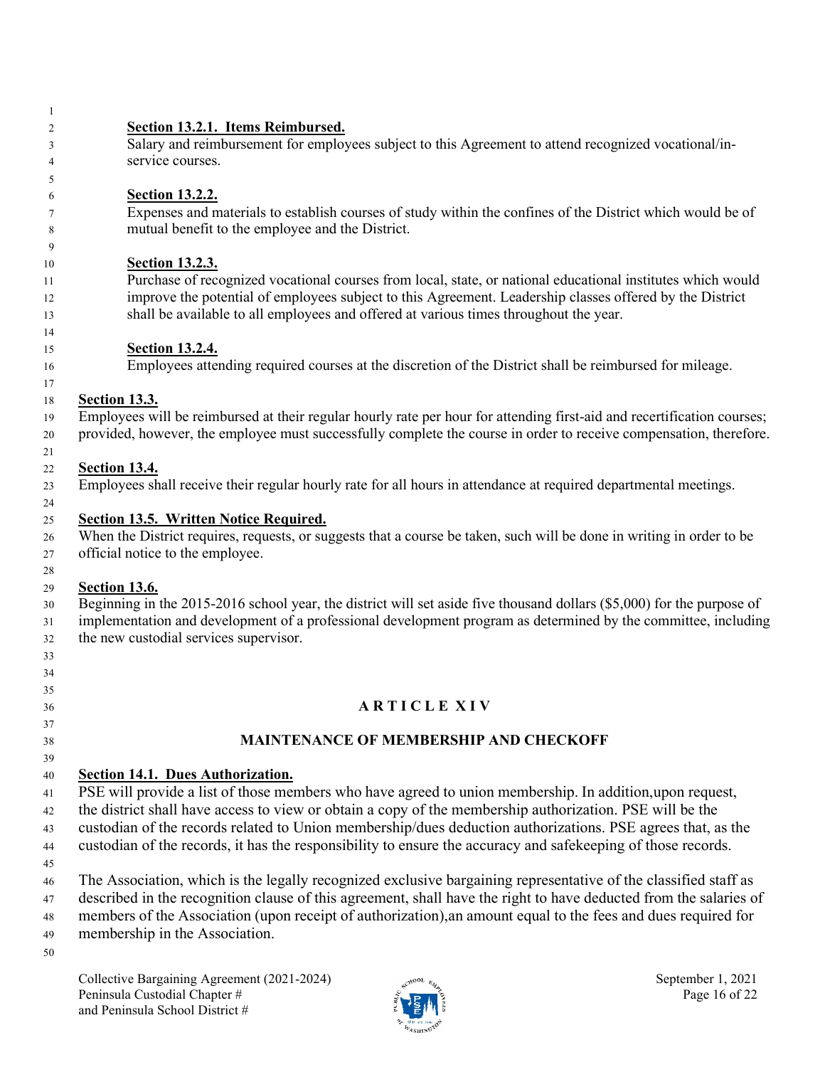**Section 13.2.1. Items Reimbursed.**

Salary and reimbursement for employees subject to this Agreement to attend recognized vocational/in-service courses.

**Section 13.2.2.**

Expenses and materials to establish courses of study within the confines of the District which would be of mutual benefit to the employee and the District.

**Section 13.2.3.**

Purchase of recognized vocational courses from local, state, or national educational institutes which would improve the potential of employees subject to this Agreement. Leadership classes offered by the District shall be available to all employees and offered at various times throughout the year.

**Section 13.2.4.**

Employees attending required courses at the discretion of the District shall be reimbursed for mileage.

**Section 13.3.**

Employees will be reimbursed at their regular hourly rate per hour for attending first-aid and recertification courses; provided, however, the employee must successfully complete the course in order to receive compensation, therefore.

**Section 13.4.**

Employees shall receive their regular hourly rate for all hours in attendance at required departmental meetings.

**Section 13.5. Written Notice Required.**

When the District requires, requests, or suggests that a course be taken, such will be done in writing in order to be official notice to the employee.

**Section 13.6.**

Beginning in the 2015-2016 school year, the district will set aside five thousand dollars ($5,000) for the purpose of implementation and development of a professional development program as determined by the committee, including the new custodial services supervisor.

## ARTICLE XIV

## MAINTENANCE OF MEMBERSHIP AND CHECKOFF

**Section 14.1. Dues Authorization.**

PSE will provide a list of those members who have agreed to union membership. In addition,upon request, the district shall have access to view or obtain a copy of the membership authorization. PSE will be the custodian of the records related to Union membership/dues deduction authorizations. PSE agrees that, as the custodian of the records, it has the responsibility to ensure the accuracy and safekeeping of those records.

The Association, which is the legally recognized exclusive bargaining representative of the classified staff as described in the recognition clause of this agreement, shall have the right to have deducted from the salaries of members of the Association (upon receipt of authorization),an amount equal to the fees and dues required for membership in the Association.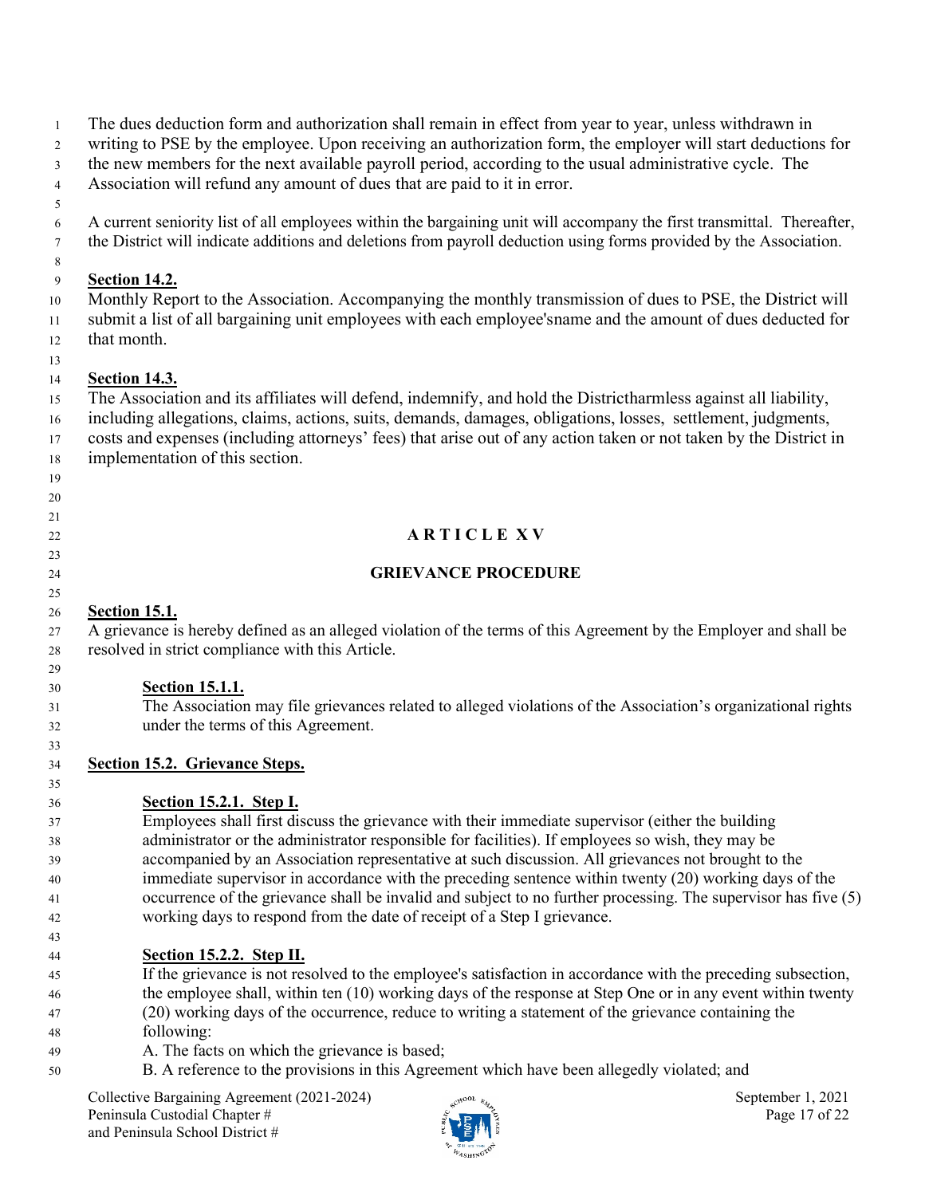The dues deduction form and authorization shall remain in effect from year to year, unless withdrawn in writing to PSE by the employee. Upon receiving an authorization form, the employer will start deductions for the new members for the next available payroll period, according to the usual administrative cycle. The Association will refund any amount of dues that are paid to it in error.

A current seniority list of all employees within the bargaining unit will accompany the first transmittal. Thereafter, the District will indicate additions and deletions from payroll deduction using forms provided by the Association.

**Section 14.2.**

Monthly Report to the Association. Accompanying the monthly transmission of dues to PSE, the District will submit a list of all bargaining unit employees with each employee'sname and the amount of dues deducted for that month.

**Section 14.3.**

The Association and its affiliates will defend, indemnify, and hold the Districtharmless against all liability, including allegations, claims, actions, suits, demands, damages, obligations, losses, settlement, judgments, costs and expenses (including attorneys' fees) that arise out of any action taken or not taken by the District in implementation of this section.

# ARTICLE XV

## GRIEVANCE PROCEDURE

**Section 15.1.**

A grievance is hereby defined as an alleged violation of the terms of this Agreement by the Employer and shall be resolved in strict compliance with this Article.

**Section 15.1.1.**

The Association may file grievances related to alleged violations of the Association's organizational rights under the terms of this Agreement.

**Section 15.2. Grievance Steps.**

**Section 15.2.1. Step I.**

Employees shall first discuss the grievance with their immediate supervisor (either the building administrator or the administrator responsible for facilities). If employees so wish, they may be accompanied by an Association representative at such discussion. All grievances not brought to the immediate supervisor in accordance with the preceding sentence within twenty (20) working days of the occurrence of the grievance shall be invalid and subject to no further processing. The supervisor has five (5) working days to respond from the date of receipt of a Step I grievance.

**Section 15.2.2. Step II.**

If the grievance is not resolved to the employee's satisfaction in accordance with the preceding subsection, the employee shall, within ten (10) working days of the response at Step One or in any event within twenty (20) working days of the occurrence, reduce to writing a statement of the grievance containing the following:

A. The facts on which the grievance is based;

B. A reference to the provisions in this Agreement which have been allegedly violated; and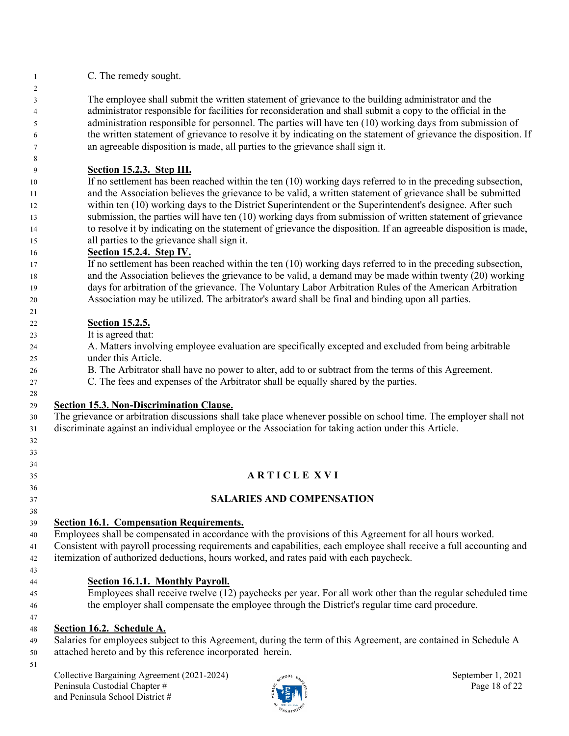C. The remedy sought.

The employee shall submit the written statement of grievance to the building administrator and the administrator responsible for facilities for reconsideration and shall submit a copy to the official in the administration responsible for personnel. The parties will have ten (10) working days from submission of the written statement of grievance to resolve it by indicating on the statement of grievance the disposition. If an agreeable disposition is made, all parties to the grievance shall sign it.

**Section 15.2.3. Step III.**
If no settlement has been reached within the ten (10) working days referred to in the preceding subsection, and the Association believes the grievance to be valid, a written statement of grievance shall be submitted within ten (10) working days to the District Superintendent or the Superintendent's designee. After such submission, the parties will have ten (10) working days from submission of written statement of grievance to resolve it by indicating on the statement of grievance the disposition. If an agreeable disposition is made, all parties to the grievance shall sign it.

**Section 15.2.4. Step IV.**
If no settlement has been reached within the ten (10) working days referred to in the preceding subsection, and the Association believes the grievance to be valid, a demand may be made within twenty (20) working days for arbitration of the grievance. The Voluntary Labor Arbitration Rules of the American Arbitration Association may be utilized. The arbitrator's award shall be final and binding upon all parties.

**Section 15.2.5.**
It is agreed that:
A. Matters involving employee evaluation are specifically excepted and excluded from being arbitrable under this Article.
B. The Arbitrator shall have no power to alter, add to or subtract from the terms of this Agreement.
C. The fees and expenses of the Arbitrator shall be equally shared by the parties.

**Section 15.3. Non-Discrimination Clause.**
The grievance or arbitration discussions shall take place whenever possible on school time. The employer shall not discriminate against an individual employee or the Association for taking action under this Article.

# ARTICLE XVI

## SALARIES AND COMPENSATION

**Section 16.1. Compensation Requirements.**
Employees shall be compensated in accordance with the provisions of this Agreement for all hours worked. Consistent with payroll processing requirements and capabilities, each employee shall receive a full accounting and itemization of authorized deductions, hours worked, and rates paid with each paycheck.

**Section 16.1.1. Monthly Payroll.**
Employees shall receive twelve (12) paychecks per year. For all work other than the regular scheduled time the employer shall compensate the employee through the District's regular time card procedure.

**Section 16.2. Schedule A.**
Salaries for employees subject to this Agreement, during the term of this Agreement, are contained in Schedule A attached hereto and by this reference incorporated herein.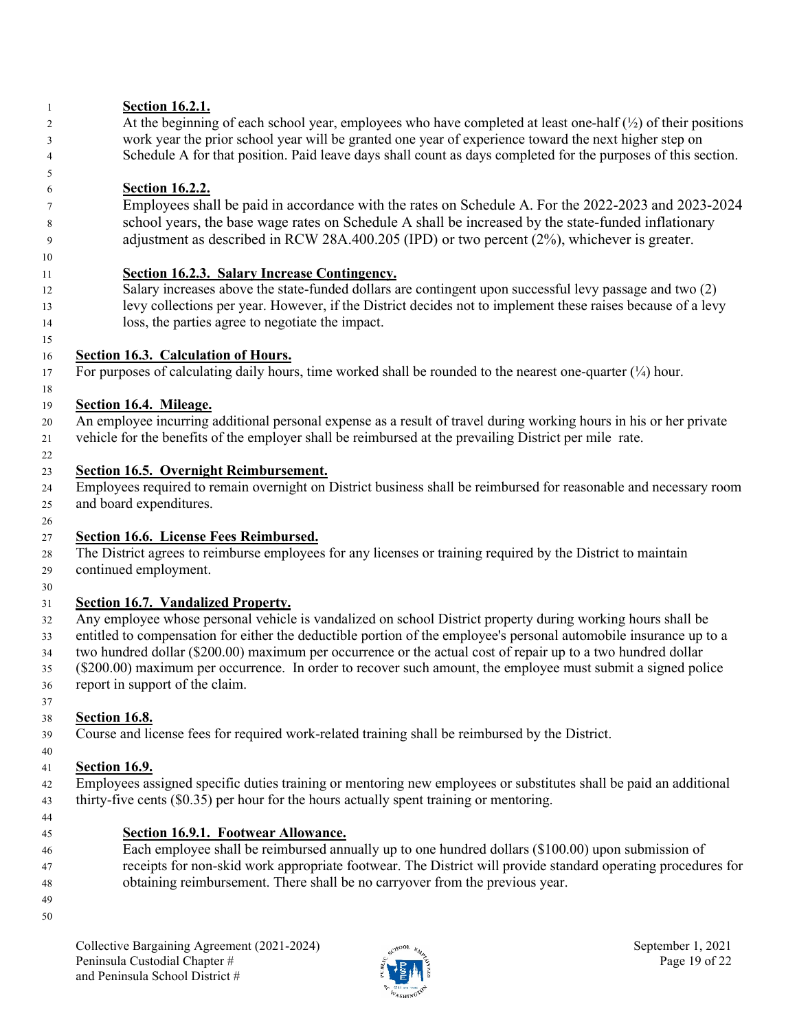**Section 16.2.1.**

At the beginning of each school year, employees who have completed at least one-half (½) of their positions work year the prior school year will be granted one year of experience toward the next higher step on Schedule A for that position. Paid leave days shall count as days completed for the purposes of this section.

**Section 16.2.2.**

Employees shall be paid in accordance with the rates on Schedule A. For the 2022-2023 and 2023-2024 school years, the base wage rates on Schedule A shall be increased by the state-funded inflationary adjustment as described in RCW 28A.400.205 (IPD) or two percent (2%), whichever is greater.

**Section 16.2.3. Salary Increase Contingency.**

Salary increases above the state-funded dollars are contingent upon successful levy passage and two (2) levy collections per year. However, if the District decides not to implement these raises because of a levy loss, the parties agree to negotiate the impact.

**Section 16.3. Calculation of Hours.**

For purposes of calculating daily hours, time worked shall be rounded to the nearest one-quarter (¼) hour.

**Section 16.4. Mileage.**

An employee incurring additional personal expense as a result of travel during working hours in his or her private vehicle for the benefits of the employer shall be reimbursed at the prevailing District per mile rate.

**Section 16.5. Overnight Reimbursement.**

Employees required to remain overnight on District business shall be reimbursed for reasonable and necessary room and board expenditures.

**Section 16.6. License Fees Reimbursed.**

The District agrees to reimburse employees for any licenses or training required by the District to maintain continued employment.

**Section 16.7. Vandalized Property.**

Any employee whose personal vehicle is vandalized on school District property during working hours shall be entitled to compensation for either the deductible portion of the employee's personal automobile insurance up to a two hundred dollar ($200.00) maximum per occurrence or the actual cost of repair up to a two hundred dollar ($200.00) maximum per occurrence. In order to recover such amount, the employee must submit a signed police report in support of the claim.

**Section 16.8.**

Course and license fees for required work-related training shall be reimbursed by the District.

**Section 16.9.**

Employees assigned specific duties training or mentoring new employees or substitutes shall be paid an additional thirty-five cents ($0.35) per hour for the hours actually spent training or mentoring.

**Section 16.9.1. Footwear Allowance.**

Each employee shall be reimbursed annually up to one hundred dollars ($100.00) upon submission of receipts for non-skid work appropriate footwear. The District will provide standard operating procedures for obtaining reimbursement. There shall be no carryover from the previous year.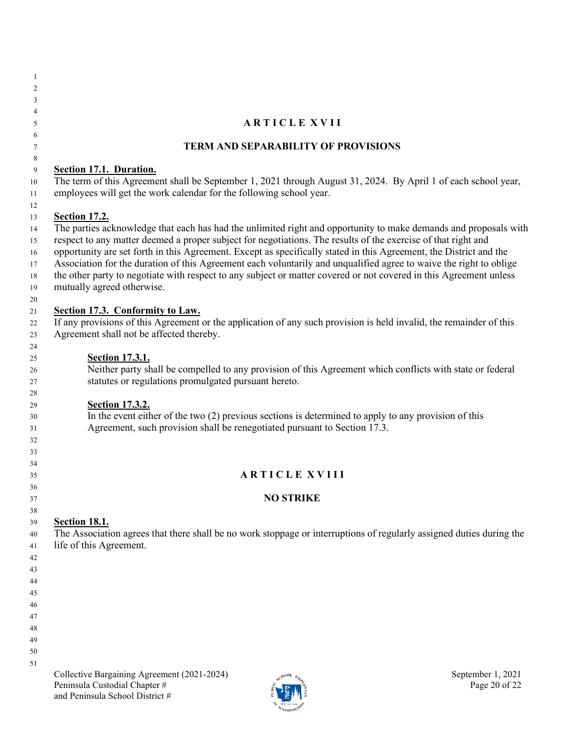## ARTICLE XVII

### TERM AND SEPARABILITY OF PROVISIONS

**Section 17.1. Duration.**

The term of this Agreement shall be September 1, 2021 through August 31, 2024. By April 1 of each school year, employees will get the work calendar for the following school year.

**Section 17.2.**

The parties acknowledge that each has had the unlimited right and opportunity to make demands and proposals with respect to any matter deemed a proper subject for negotiations. The results of the exercise of that right and opportunity are set forth in this Agreement. Except as specifically stated in this Agreement, the District and the Association for the duration of this Agreement each voluntarily and unqualified agree to waive the right to oblige the other party to negotiate with respect to any subject or matter covered or not covered in this Agreement unless mutually agreed otherwise.

**Section 17.3. Conformity to Law.**

If any provisions of this Agreement or the application of any such provision is held invalid, the remainder of this Agreement shall not be affected thereby.

> **Section 17.3.1.**
>
> Neither party shall be compelled to any provision of this Agreement which conflicts with state or federal statutes or regulations promulgated pursuant hereto.
>
> **Section 17.3.2.**
>
> In the event either of the two (2) previous sections is determined to apply to any provision of this Agreement, such provision shall be renegotiated pursuant to Section 17.3.

## ARTICLE XVIII

### NO STRIKE

**Section 18.1.**

The Association agrees that there shall be no work stoppage or interruptions of regularly assigned duties during the life of this Agreement.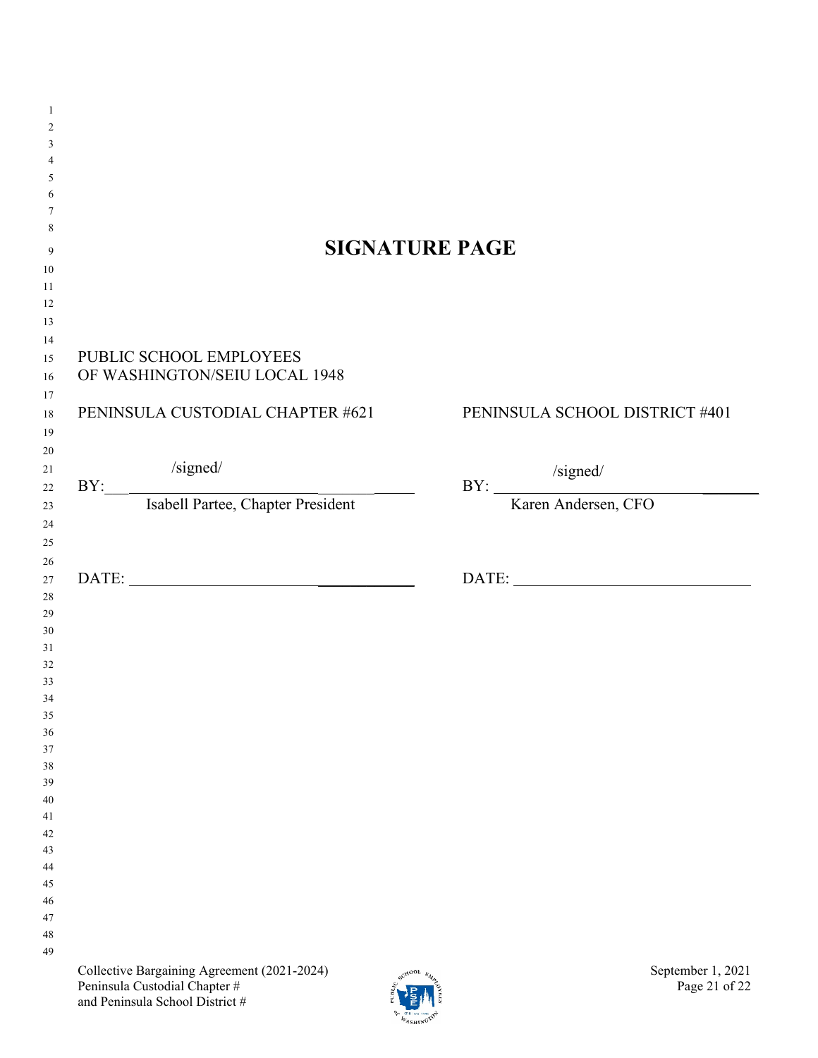# SIGNATURE PAGE

| PUBLIC SCHOOL EMPLOYEES OF WASHINGTON/SEIU LOCAL 1948 | |
|---|---|
| PENINSULA CUSTODIAL CHAPTER #621 | PENINSULA SCHOOL DISTRICT #401 |
| BY: /signed/ | BY: /signed/ |
| Isabell Partee, Chapter President | Karen Andersen, CFO |
| DATE: ______________________ | DATE: ______________________ |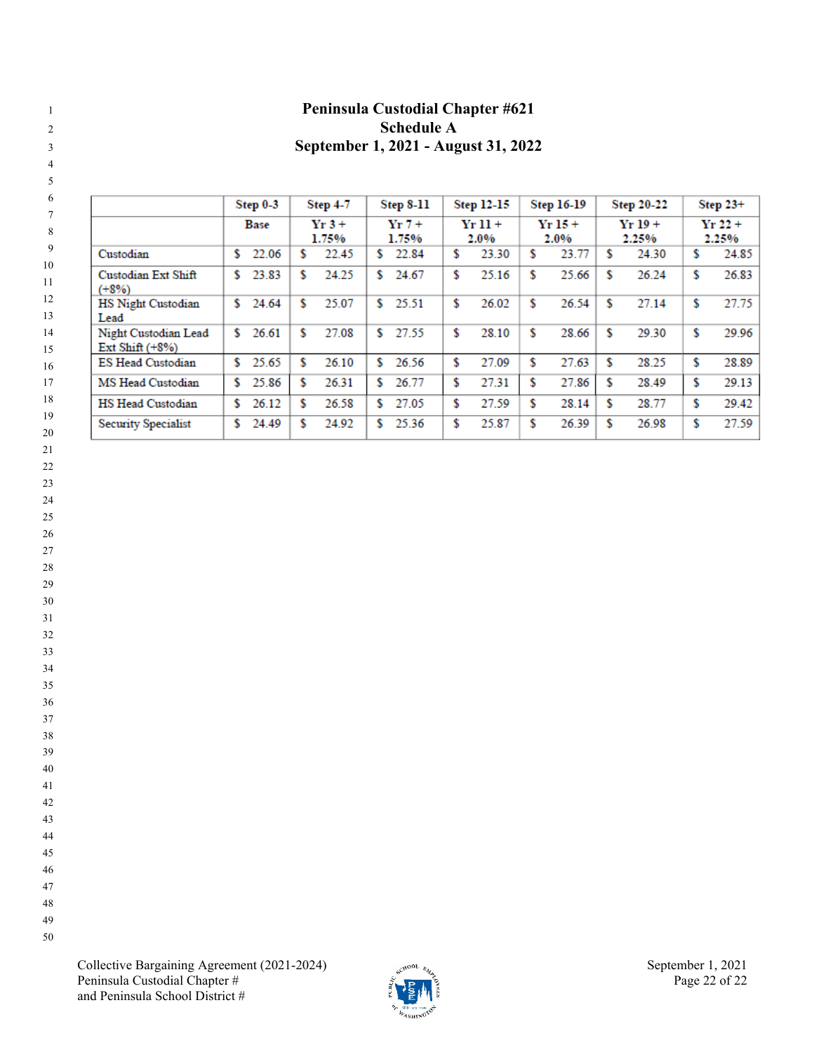# Peninsula Custodial Chapter #621
## Schedule A
## September 1, 2021 - August 31, 2022

| | Step 0-3 | Step 4-7 | Step 8-11 | Step 12-15 | Step 16-19 | Step 20-22 | Step 23+ |
|---|---|---|---|---|---|---|---|
| | Base | Yr 3 + 1.75% | Yr 7 + 1.75% | Yr 11 + 2.0% | Yr 15 + 2.0% | Yr 19 + 2.25% | Yr 22 + 2.25% |
| Custodian | $ 22.06 | $ 22.45 | $ 22.84 | $ 23.30 | $ 23.77 | $ 24.30 | $ 24.85 |
| Custodian Ext Shift (+8%) | $ 23.83 | $ 24.25 | $ 24.67 | $ 25.16 | $ 25.66 | $ 26.24 | $ 26.83 |
| HS Night Custodian Lead | $ 24.64 | $ 25.07 | $ 25.51 | $ 26.02 | $ 26.54 | $ 27.14 | $ 27.75 |
| Night Custodian Lead Ext Shift (+8%) | $ 26.61 | $ 27.08 | $ 27.55 | $ 28.10 | $ 28.66 | $ 29.30 | $ 29.96 |
| ES Head Custodian | $ 25.65 | $ 26.10 | $ 26.56 | $ 27.09 | $ 27.63 | $ 28.25 | $ 28.89 |
| MS Head Custodian | $ 25.86 | $ 26.31 | $ 26.77 | $ 27.31 | $ 27.86 | $ 28.49 | $ 29.13 |
| HS Head Custodian | $ 26.12 | $ 26.58 | $ 27.05 | $ 27.59 | $ 28.14 | $ 28.77 | $ 29.42 |
| Security Specialist | $ 24.49 | $ 24.92 | $ 25.36 | $ 25.87 | $ 26.39 | $ 26.98 | $ 27.59 |